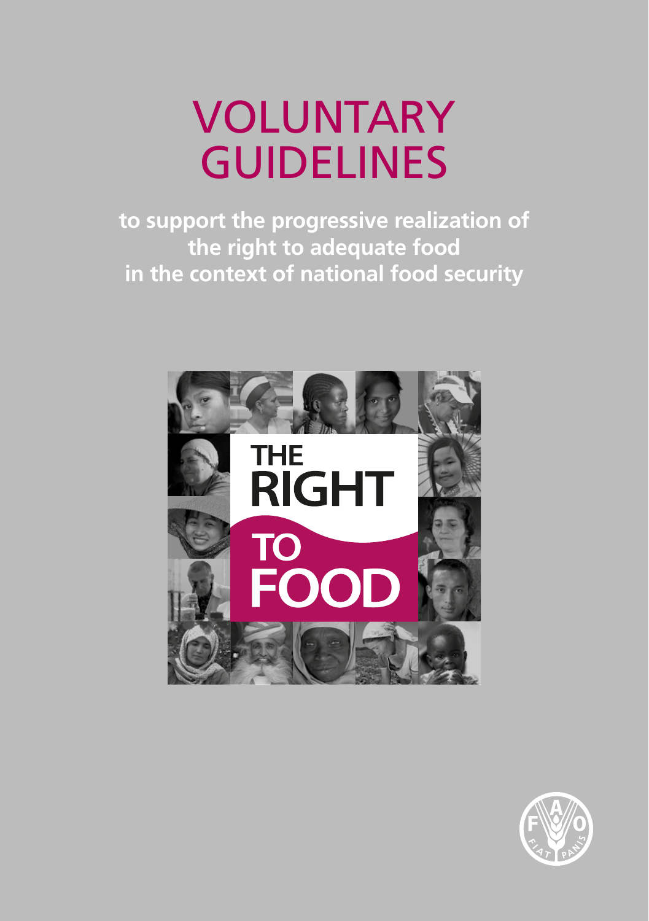# VOLUNTARY GUIDELINES

**to support the progressive realization of the right to adequate food in the context of national food security**

THE RIGHT TO FOOD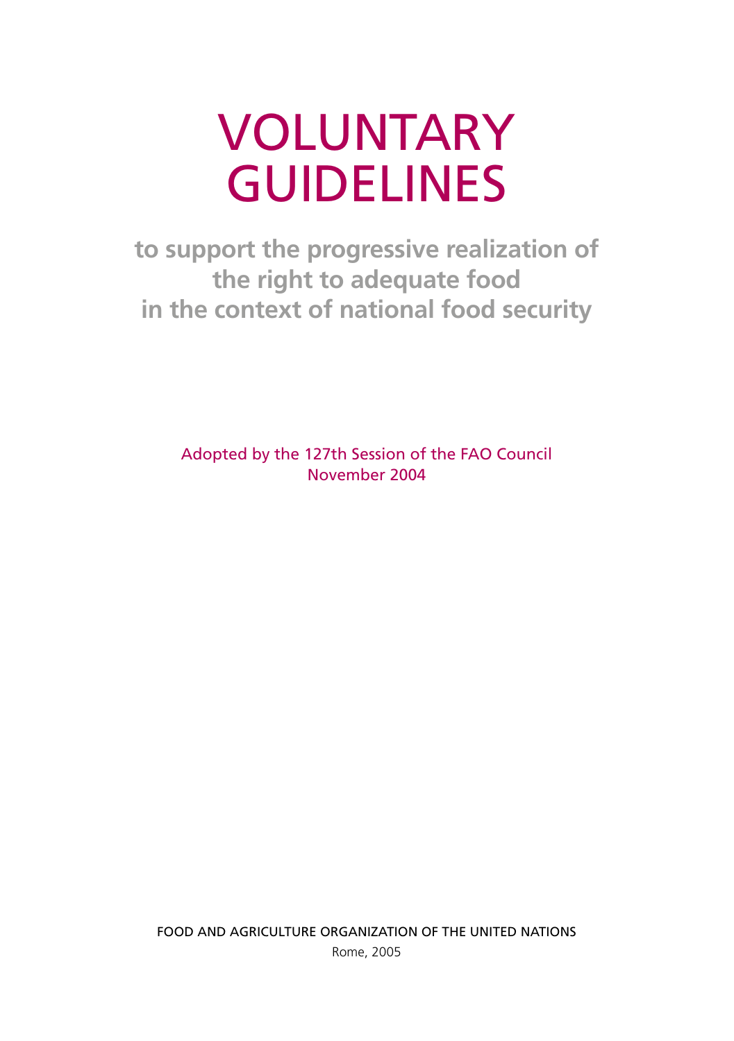# VOLUNTARY GUIDELINES

## to support the progressive realization of the right to adequate food in the context of national food security

Adopted by the 127th Session of the FAO Council
November 2004

FOOD AND AGRICULTURE ORGANIZATION OF THE UNITED NATIONS
Rome, 2005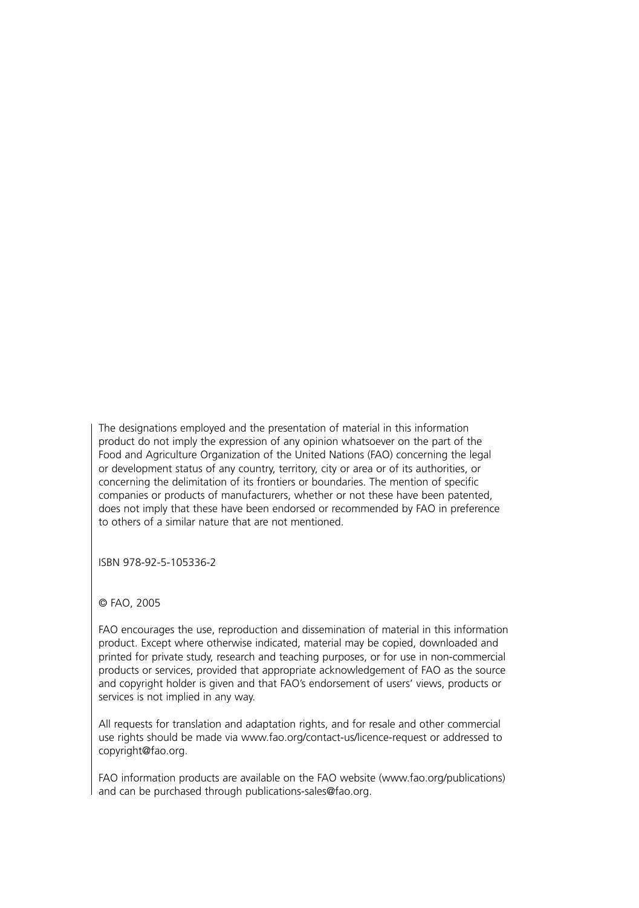The designations employed and the presentation of material in this information product do not imply the expression of any opinion whatsoever on the part of the Food and Agriculture Organization of the United Nations (FAO) concerning the legal or development status of any country, territory, city or area or of its authorities, or concerning the delimitation of its frontiers or boundaries. The mention of specific companies or products of manufacturers, whether or not these have been patented, does not imply that these have been endorsed or recommended by FAO in preference to others of a similar nature that are not mentioned.

ISBN 978-92-5-105336-2

© FAO, 2005

FAO encourages the use, reproduction and dissemination of material in this information product. Except where otherwise indicated, material may be copied, downloaded and printed for private study, research and teaching purposes, or for use in non-commercial products or services, provided that appropriate acknowledgement of FAO as the source and copyright holder is given and that FAO's endorsement of users' views, products or services is not implied in any way.

All requests for translation and adaptation rights, and for resale and other commercial use rights should be made via www.fao.org/contact-us/licence-request or addressed to copyright@fao.org.

FAO information products are available on the FAO website (www.fao.org/publications) and can be purchased through publications-sales@fao.org.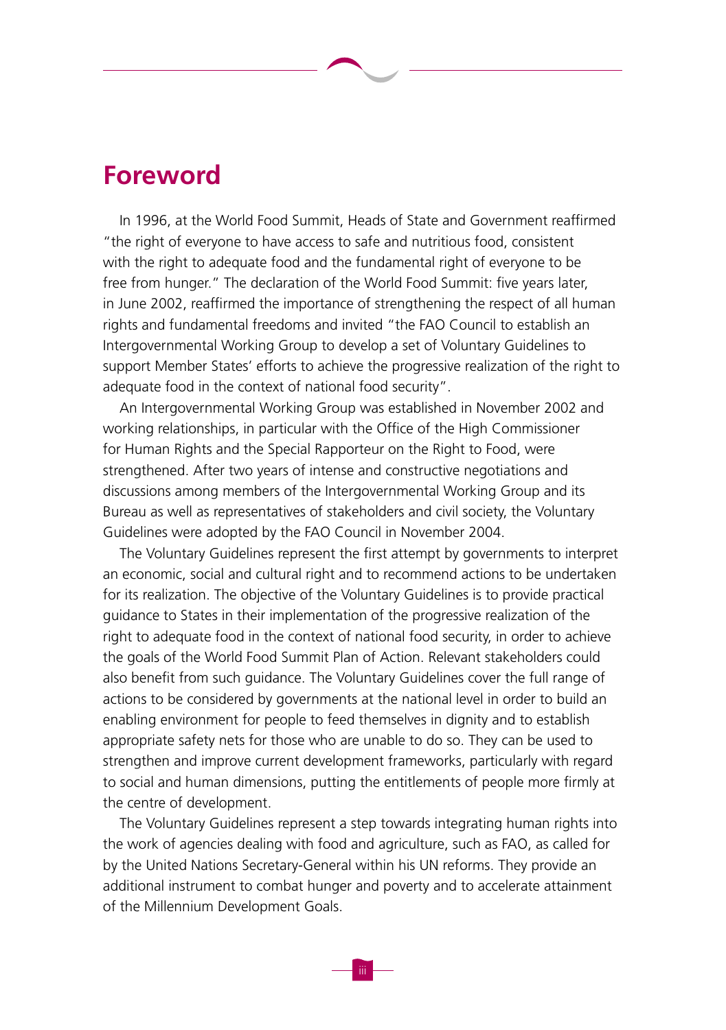# Foreword

In 1996, at the World Food Summit, Heads of State and Government reaffirmed "the right of everyone to have access to safe and nutritious food, consistent with the right to adequate food and the fundamental right of everyone to be free from hunger." The declaration of the World Food Summit: five years later, in June 2002, reaffirmed the importance of strengthening the respect of all human rights and fundamental freedoms and invited "the FAO Council to establish an Intergovernmental Working Group to develop a set of Voluntary Guidelines to support Member States' efforts to achieve the progressive realization of the right to adequate food in the context of national food security".

An Intergovernmental Working Group was established in November 2002 and working relationships, in particular with the Office of the High Commissioner for Human Rights and the Special Rapporteur on the Right to Food, were strengthened. After two years of intense and constructive negotiations and discussions among members of the Intergovernmental Working Group and its Bureau as well as representatives of stakeholders and civil society, the Voluntary Guidelines were adopted by the FAO Council in November 2004.

The Voluntary Guidelines represent the first attempt by governments to interpret an economic, social and cultural right and to recommend actions to be undertaken for its realization. The objective of the Voluntary Guidelines is to provide practical guidance to States in their implementation of the progressive realization of the right to adequate food in the context of national food security, in order to achieve the goals of the World Food Summit Plan of Action. Relevant stakeholders could also benefit from such guidance. The Voluntary Guidelines cover the full range of actions to be considered by governments at the national level in order to build an enabling environment for people to feed themselves in dignity and to establish appropriate safety nets for those who are unable to do so. They can be used to strengthen and improve current development frameworks, particularly with regard to social and human dimensions, putting the entitlements of people more firmly at the centre of development.

The Voluntary Guidelines represent a step towards integrating human rights into the work of agencies dealing with food and agriculture, such as FAO, as called for by the United Nations Secretary-General within his UN reforms. They provide an additional instrument to combat hunger and poverty and to accelerate attainment of the Millennium Development Goals.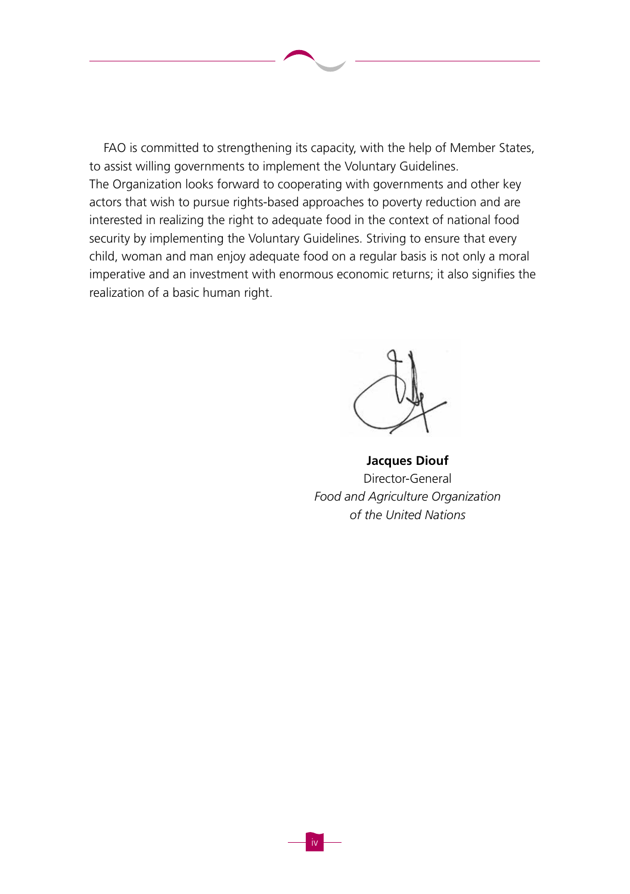FAO is committed to strengthening its capacity, with the help of Member States, to assist willing governments to implement the Voluntary Guidelines. The Organization looks forward to cooperating with governments and other key actors that wish to pursue rights-based approaches to poverty reduction and are interested in realizing the right to adequate food in the context of national food security by implementing the Voluntary Guidelines. Striving to ensure that every child, woman and man enjoy adequate food on a regular basis is not only a moral imperative and an investment with enormous economic returns; it also signifies the realization of a basic human right.

**Jacques Diouf**
Director-General
*Food and Agriculture Organization*
*of the United Nations*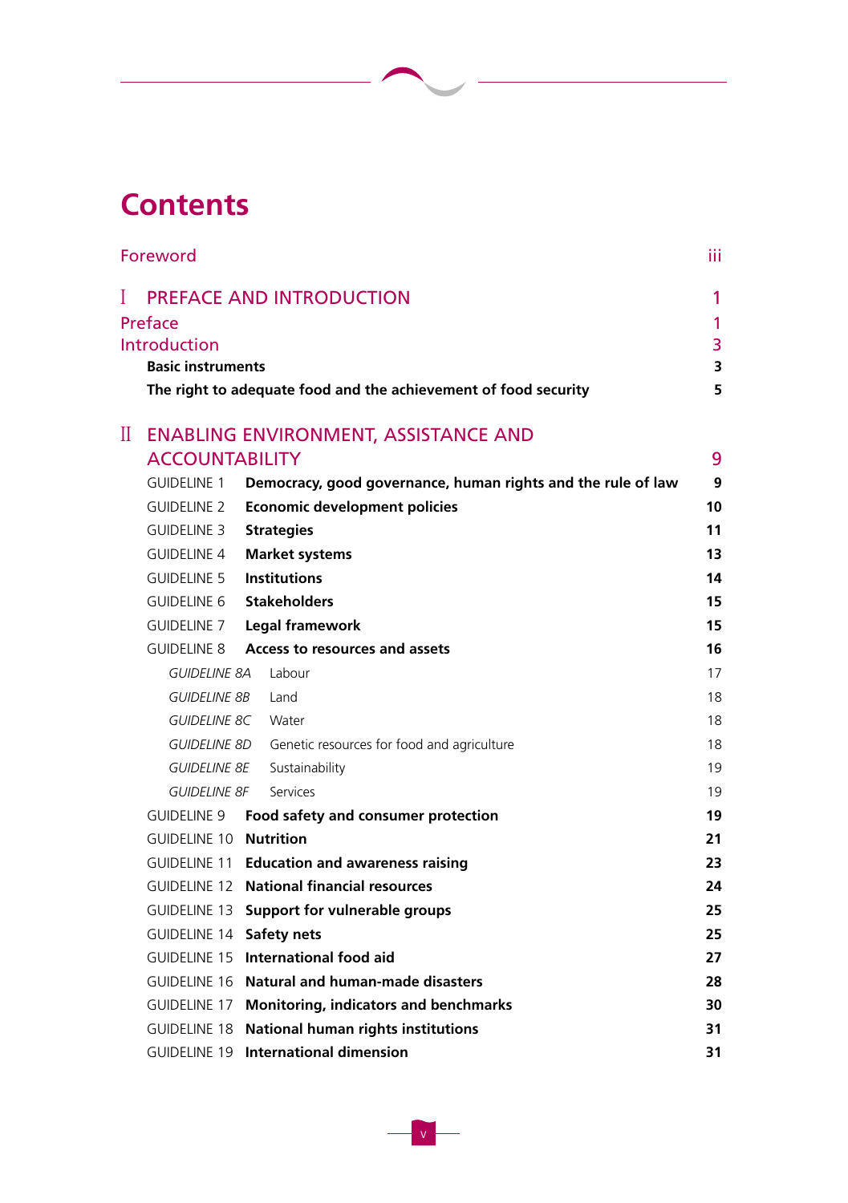# Contents

| | | |
|---|---|---|
| Foreword | | iii |
| **I PREFACE AND INTRODUCTION** | | **1** |
| Preface | | 1 |
| Introduction | | 3 |
| | **Basic instruments** | **3** |
| | **The right to adequate food and the achievement of food security** | **5** |
| **II ENABLING ENVIRONMENT, ASSISTANCE AND ACCOUNTABILITY** | | **9** |
| GUIDELINE 1 | **Democracy, good governance, human rights and the rule of law** | **9** |
| GUIDELINE 2 | **Economic development policies** | **10** |
| GUIDELINE 3 | **Strategies** | **11** |
| GUIDELINE 4 | **Market systems** | **13** |
| GUIDELINE 5 | **Institutions** | **14** |
| GUIDELINE 6 | **Stakeholders** | **15** |
| GUIDELINE 7 | **Legal framework** | **15** |
| GUIDELINE 8 | **Access to resources and assets** | **16** |
| *GUIDELINE 8A* | Labour | 17 |
| *GUIDELINE 8B* | Land | 18 |
| *GUIDELINE 8C* | Water | 18 |
| *GUIDELINE 8D* | Genetic resources for food and agriculture | 18 |
| *GUIDELINE 8E* | Sustainability | 19 |
| *GUIDELINE 8F* | Services | 19 |
| GUIDELINE 9 | **Food safety and consumer protection** | **19** |
| GUIDELINE 10 | **Nutrition** | **21** |
| GUIDELINE 11 | **Education and awareness raising** | **23** |
| GUIDELINE 12 | **National financial resources** | **24** |
| GUIDELINE 13 | **Support for vulnerable groups** | **25** |
| GUIDELINE 14 | **Safety nets** | **25** |
| GUIDELINE 15 | **International food aid** | **27** |
| GUIDELINE 16 | **Natural and human-made disasters** | **28** |
| GUIDELINE 17 | **Monitoring, indicators and benchmarks** | **30** |
| GUIDELINE 18 | **National human rights institutions** | **31** |
| GUIDELINE 19 | **International dimension** | **31** |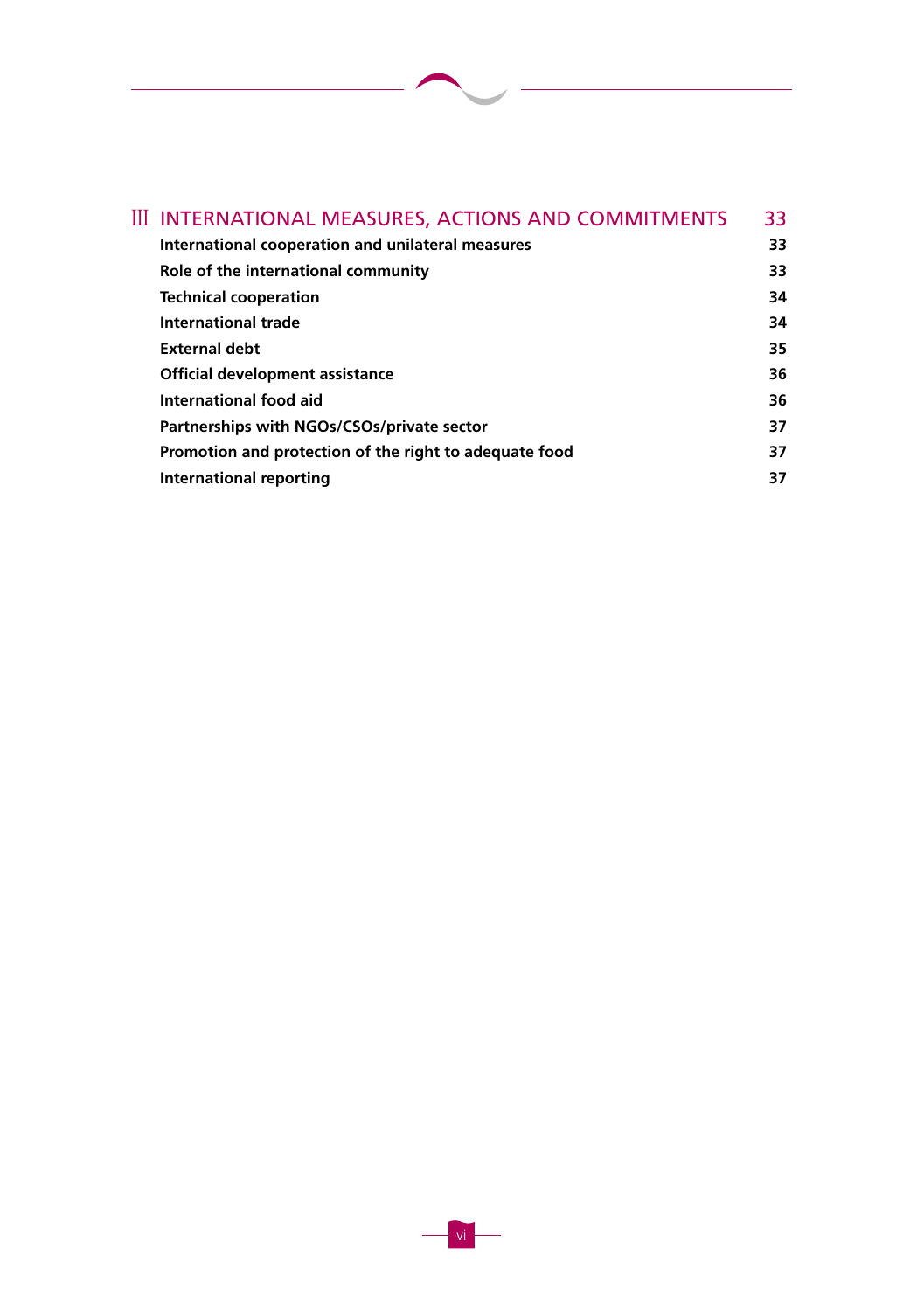| | |
|---|---|
| **III INTERNATIONAL MEASURES, ACTIONS AND COMMITMENTS** | **33** |
| **International cooperation and unilateral measures** | **33** |
| **Role of the international community** | **33** |
| **Technical cooperation** | **34** |
| **International trade** | **34** |
| **External debt** | **35** |
| **Official development assistance** | **36** |
| **International food aid** | **36** |
| **Partnerships with NGOs/CSOs/private sector** | **37** |
| **Promotion and protection of the right to adequate food** | **37** |
| **International reporting** | **37** |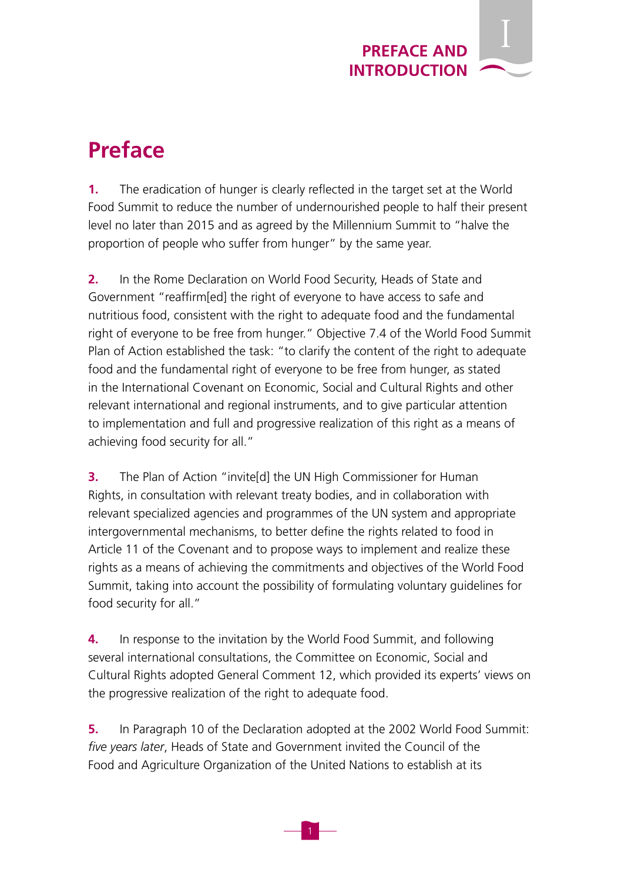# Preface

**1.** The eradication of hunger is clearly reflected in the target set at the World Food Summit to reduce the number of undernourished people to half their present level no later than 2015 and as agreed by the Millennium Summit to "halve the proportion of people who suffer from hunger" by the same year.

**2.** In the Rome Declaration on World Food Security, Heads of State and Government "reaffirm[ed] the right of everyone to have access to safe and nutritious food, consistent with the right to adequate food and the fundamental right of everyone to be free from hunger." Objective 7.4 of the World Food Summit Plan of Action established the task: "to clarify the content of the right to adequate food and the fundamental right of everyone to be free from hunger, as stated in the International Covenant on Economic, Social and Cultural Rights and other relevant international and regional instruments, and to give particular attention to implementation and full and progressive realization of this right as a means of achieving food security for all."

**3.** The Plan of Action "invite[d] the UN High Commissioner for Human Rights, in consultation with relevant treaty bodies, and in collaboration with relevant specialized agencies and programmes of the UN system and appropriate intergovernmental mechanisms, to better define the rights related to food in Article 11 of the Covenant and to propose ways to implement and realize these rights as a means of achieving the commitments and objectives of the World Food Summit, taking into account the possibility of formulating voluntary guidelines for food security for all."

**4.** In response to the invitation by the World Food Summit, and following several international consultations, the Committee on Economic, Social and Cultural Rights adopted General Comment 12, which provided its experts' views on the progressive realization of the right to adequate food.

**5.** In Paragraph 10 of the Declaration adopted at the 2002 World Food Summit: *five years later*, Heads of State and Government invited the Council of the Food and Agriculture Organization of the United Nations to establish at its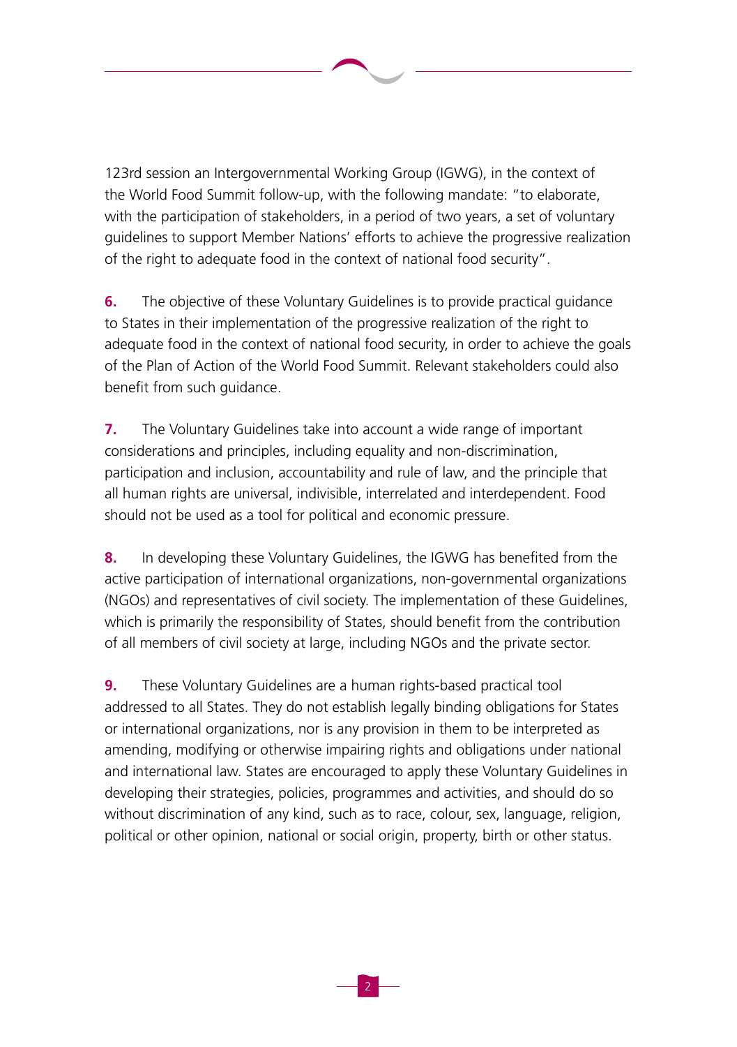123rd session an Intergovernmental Working Group (IGWG), in the context of the World Food Summit follow-up, with the following mandate: "to elaborate, with the participation of stakeholders, in a period of two years, a set of voluntary guidelines to support Member Nations' efforts to achieve the progressive realization of the right to adequate food in the context of national food security".

**6.** The objective of these Voluntary Guidelines is to provide practical guidance to States in their implementation of the progressive realization of the right to adequate food in the context of national food security, in order to achieve the goals of the Plan of Action of the World Food Summit. Relevant stakeholders could also benefit from such guidance.

**7.** The Voluntary Guidelines take into account a wide range of important considerations and principles, including equality and non-discrimination, participation and inclusion, accountability and rule of law, and the principle that all human rights are universal, indivisible, interrelated and interdependent. Food should not be used as a tool for political and economic pressure.

**8.** In developing these Voluntary Guidelines, the IGWG has benefited from the active participation of international organizations, non-governmental organizations (NGOs) and representatives of civil society. The implementation of these Guidelines, which is primarily the responsibility of States, should benefit from the contribution of all members of civil society at large, including NGOs and the private sector.

**9.** These Voluntary Guidelines are a human rights-based practical tool addressed to all States. They do not establish legally binding obligations for States or international organizations, nor is any provision in them to be interpreted as amending, modifying or otherwise impairing rights and obligations under national and international law. States are encouraged to apply these Voluntary Guidelines in developing their strategies, policies, programmes and activities, and should do so without discrimination of any kind, such as to race, colour, sex, language, religion, political or other opinion, national or social origin, property, birth or other status.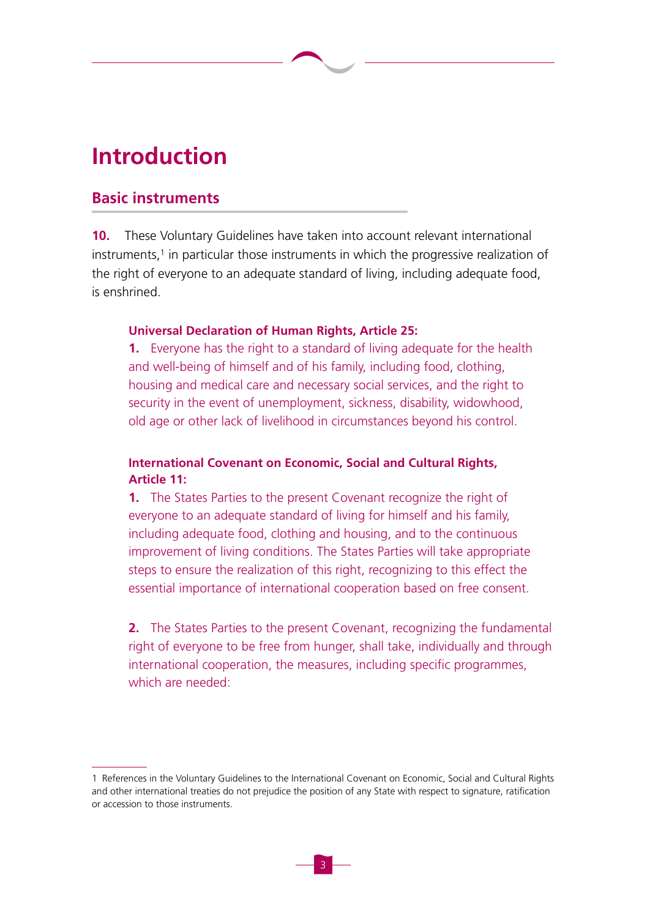# Introduction

## Basic instruments

**10.** These Voluntary Guidelines have taken into account relevant international instruments,[1] in particular those instruments in which the progressive realization of the right of everyone to an adequate standard of living, including adequate food, is enshrined.

> **Universal Declaration of Human Rights, Article 25:**
>
> **1.** Everyone has the right to a standard of living adequate for the health and well-being of himself and of his family, including food, clothing, housing and medical care and necessary social services, and the right to security in the event of unemployment, sickness, disability, widowhood, old age or other lack of livelihood in circumstances beyond his control.
>
> **International Covenant on Economic, Social and Cultural Rights, Article 11:**
>
> **1.** The States Parties to the present Covenant recognize the right of everyone to an adequate standard of living for himself and his family, including adequate food, clothing and housing, and to the continuous improvement of living conditions. The States Parties will take appropriate steps to ensure the realization of this right, recognizing to this effect the essential importance of international cooperation based on free consent.
>
> **2.** The States Parties to the present Covenant, recognizing the fundamental right of everyone to be free from hunger, shall take, individually and through international cooperation, the measures, including specific programmes, which are needed:

---

1 References in the Voluntary Guidelines to the International Covenant on Economic, Social and Cultural Rights and other international treaties do not prejudice the position of any State with respect to signature, ratification or accession to those instruments.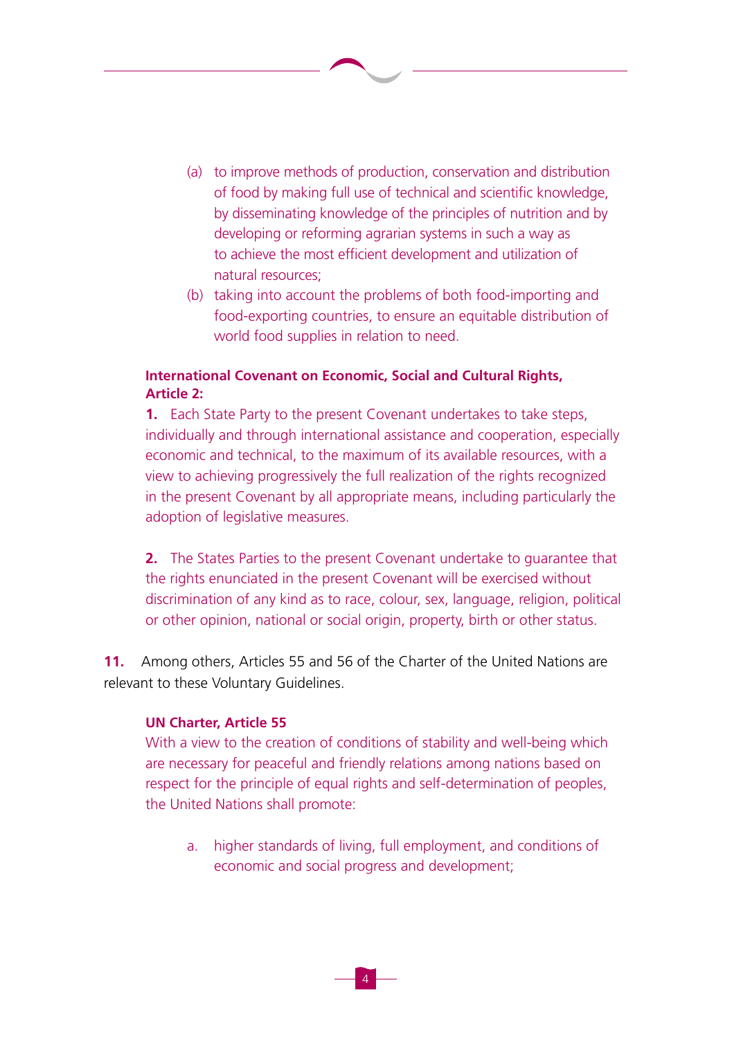(a) to improve methods of production, conservation and distribution of food by making full use of technical and scientific knowledge, by disseminating knowledge of the principles of nutrition and by developing or reforming agrarian systems in such a way as to achieve the most efficient development and utilization of natural resources;

(b) taking into account the problems of both food-importing and food-exporting countries, to ensure an equitable distribution of world food supplies in relation to need.

**International Covenant on Economic, Social and Cultural Rights, Article 2:**

**1.** Each State Party to the present Covenant undertakes to take steps, individually and through international assistance and cooperation, especially economic and technical, to the maximum of its available resources, with a view to achieving progressively the full realization of the rights recognized in the present Covenant by all appropriate means, including particularly the adoption of legislative measures.

**2.** The States Parties to the present Covenant undertake to guarantee that the rights enunciated in the present Covenant will be exercised without discrimination of any kind as to race, colour, sex, language, religion, political or other opinion, national or social origin, property, birth or other status.

**11.** Among others, Articles 55 and 56 of the Charter of the United Nations are relevant to these Voluntary Guidelines.

**UN Charter, Article 55**

With a view to the creation of conditions of stability and well-being which are necessary for peaceful and friendly relations among nations based on respect for the principle of equal rights and self-determination of peoples, the United Nations shall promote:

a. higher standards of living, full employment, and conditions of economic and social progress and development;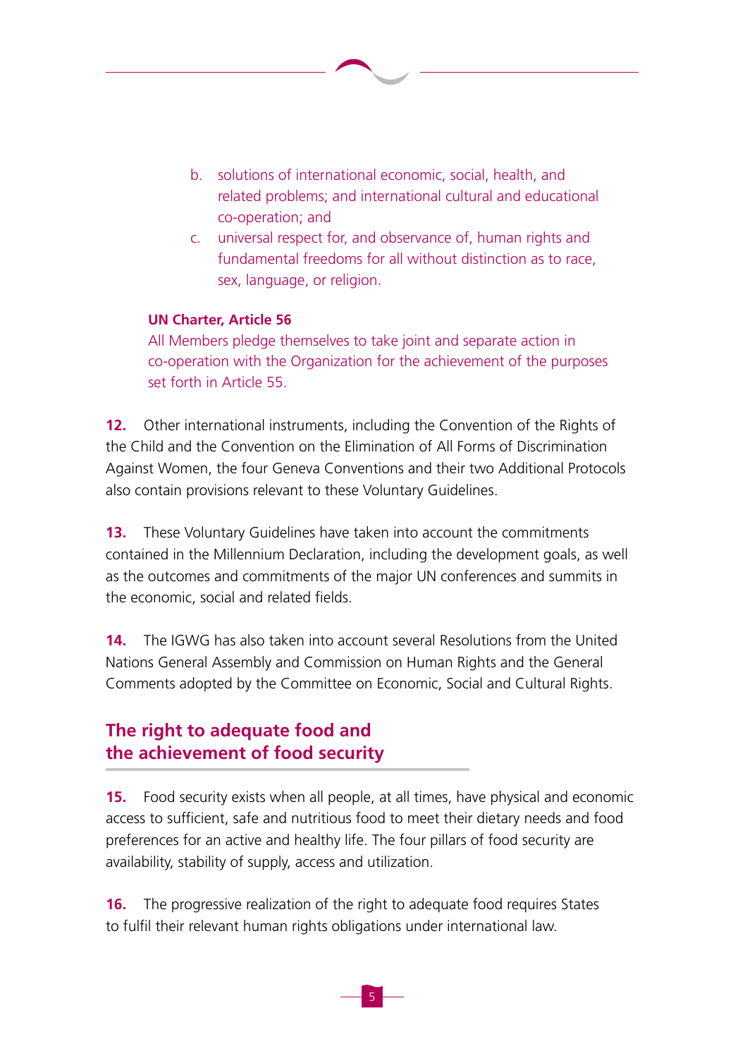b. solutions of international economic, social, health, and related problems; and international cultural and educational co-operation; and
c. universal respect for, and observance of, human rights and fundamental freedoms for all without distinction as to race, sex, language, or religion.

**UN Charter, Article 56**
All Members pledge themselves to take joint and separate action in co-operation with the Organization for the achievement of the purposes set forth in Article 55.

**12.** Other international instruments, including the Convention of the Rights of the Child and the Convention on the Elimination of All Forms of Discrimination Against Women, the four Geneva Conventions and their two Additional Protocols also contain provisions relevant to these Voluntary Guidelines.

**13.** These Voluntary Guidelines have taken into account the commitments contained in the Millennium Declaration, including the development goals, as well as the outcomes and commitments of the major UN conferences and summits in the economic, social and related fields.

**14.** The IGWG has also taken into account several Resolutions from the United Nations General Assembly and Commission on Human Rights and the General Comments adopted by the Committee on Economic, Social and Cultural Rights.

## The right to adequate food and the achievement of food security

**15.** Food security exists when all people, at all times, have physical and economic access to sufficient, safe and nutritious food to meet their dietary needs and food preferences for an active and healthy life. The four pillars of food security are availability, stability of supply, access and utilization.

**16.** The progressive realization of the right to adequate food requires States to fulfil their relevant human rights obligations under international law.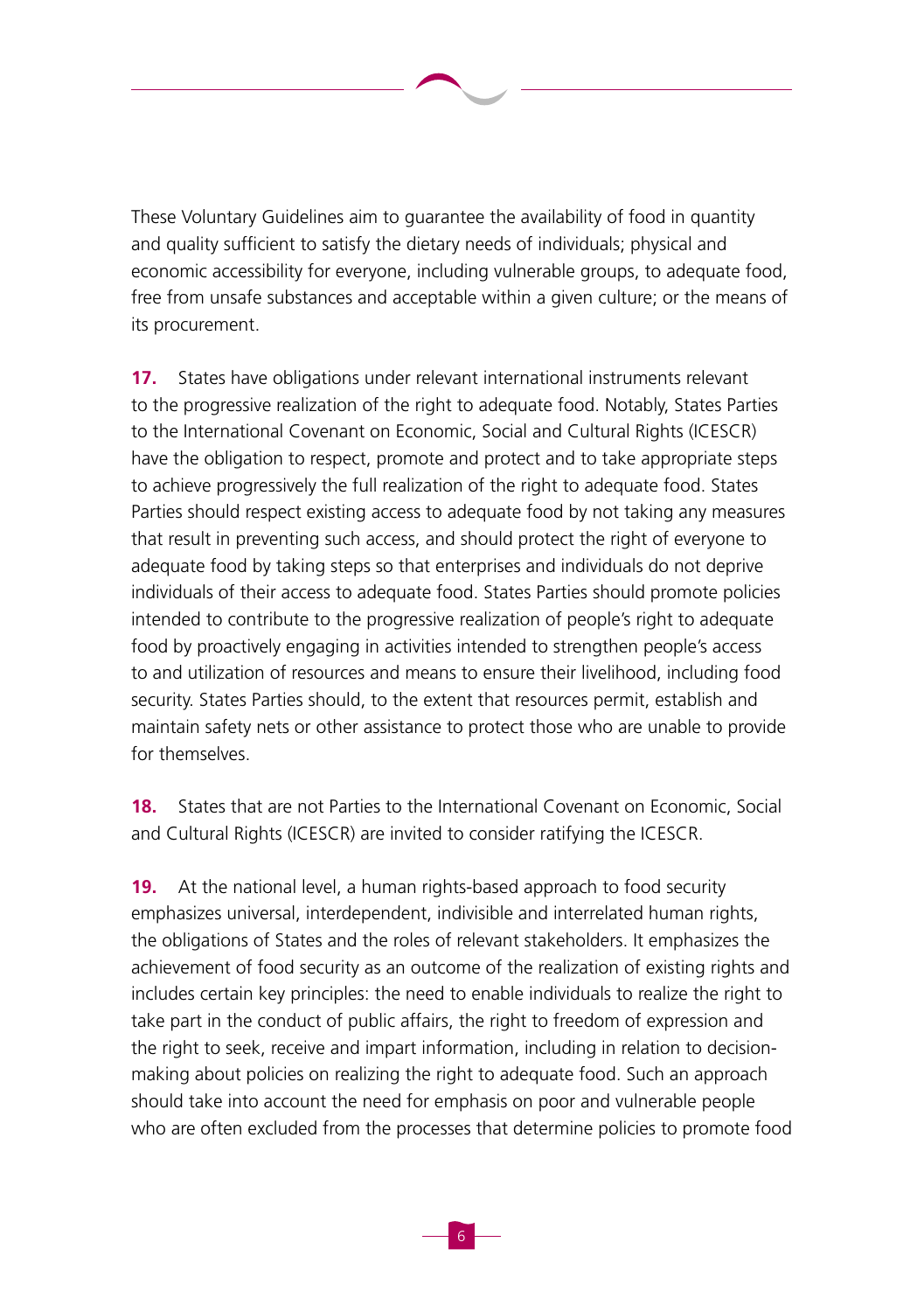These Voluntary Guidelines aim to guarantee the availability of food in quantity and quality sufficient to satisfy the dietary needs of individuals; physical and economic accessibility for everyone, including vulnerable groups, to adequate food, free from unsafe substances and acceptable within a given culture; or the means of its procurement.

**17.** States have obligations under relevant international instruments relevant to the progressive realization of the right to adequate food. Notably, States Parties to the International Covenant on Economic, Social and Cultural Rights (ICESCR) have the obligation to respect, promote and protect and to take appropriate steps to achieve progressively the full realization of the right to adequate food. States Parties should respect existing access to adequate food by not taking any measures that result in preventing such access, and should protect the right of everyone to adequate food by taking steps so that enterprises and individuals do not deprive individuals of their access to adequate food. States Parties should promote policies intended to contribute to the progressive realization of people's right to adequate food by proactively engaging in activities intended to strengthen people's access to and utilization of resources and means to ensure their livelihood, including food security. States Parties should, to the extent that resources permit, establish and maintain safety nets or other assistance to protect those who are unable to provide for themselves.

**18.** States that are not Parties to the International Covenant on Economic, Social and Cultural Rights (ICESCR) are invited to consider ratifying the ICESCR.

**19.** At the national level, a human rights-based approach to food security emphasizes universal, interdependent, indivisible and interrelated human rights, the obligations of States and the roles of relevant stakeholders. It emphasizes the achievement of food security as an outcome of the realization of existing rights and includes certain key principles: the need to enable individuals to realize the right to take part in the conduct of public affairs, the right to freedom of expression and the right to seek, receive and impart information, including in relation to decision-making about policies on realizing the right to adequate food. Such an approach should take into account the need for emphasis on poor and vulnerable people who are often excluded from the processes that determine policies to promote food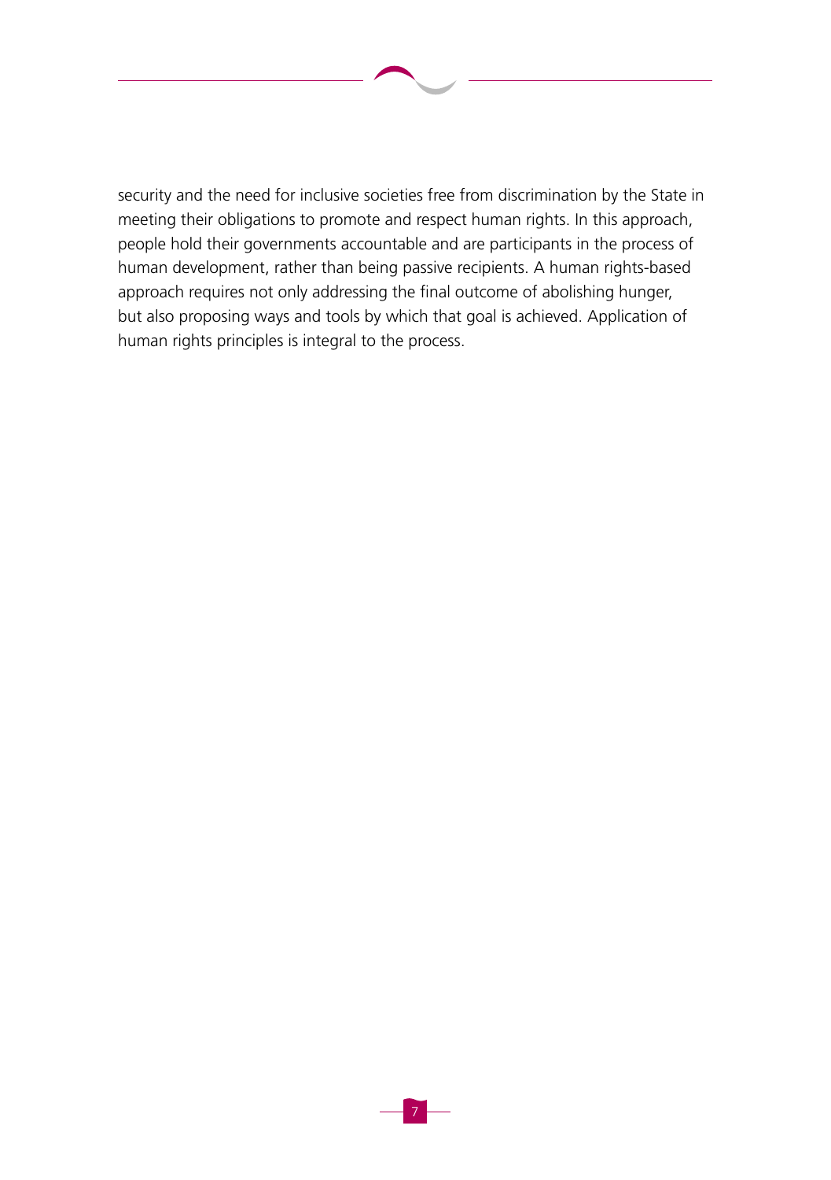security and the need for inclusive societies free from discrimination by the State in meeting their obligations to promote and respect human rights. In this approach, people hold their governments accountable and are participants in the process of human development, rather than being passive recipients. A human rights-based approach requires not only addressing the final outcome of abolishing hunger, but also proposing ways and tools by which that goal is achieved. Application of human rights principles is integral to the process.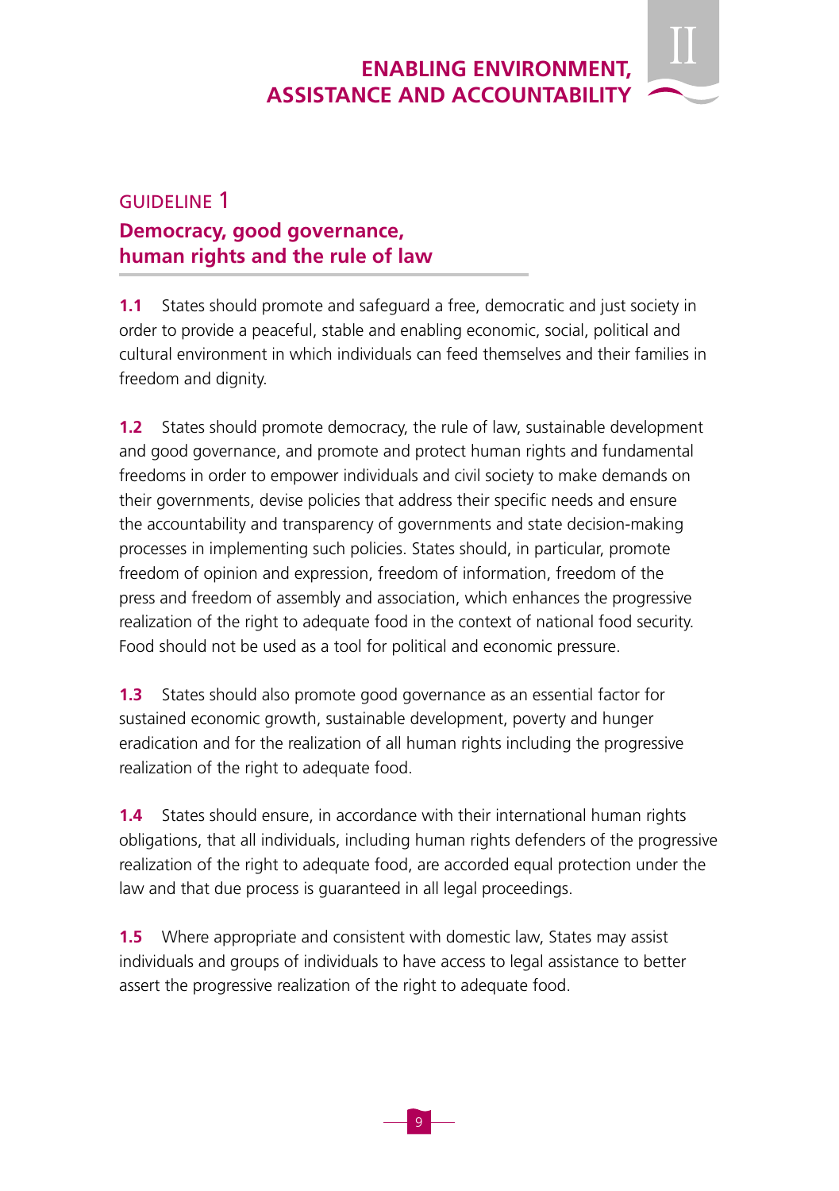# ENABLING ENVIRONMENT, ASSISTANCE AND ACCOUNTABILITY

## GUIDELINE 1
## Democracy, good governance, human rights and the rule of law

**1.1** States should promote and safeguard a free, democratic and just society in order to provide a peaceful, stable and enabling economic, social, political and cultural environment in which individuals can feed themselves and their families in freedom and dignity.

**1.2** States should promote democracy, the rule of law, sustainable development and good governance, and promote and protect human rights and fundamental freedoms in order to empower individuals and civil society to make demands on their governments, devise policies that address their specific needs and ensure the accountability and transparency of governments and state decision-making processes in implementing such policies. States should, in particular, promote freedom of opinion and expression, freedom of information, freedom of the press and freedom of assembly and association, which enhances the progressive realization of the right to adequate food in the context of national food security. Food should not be used as a tool for political and economic pressure.

**1.3** States should also promote good governance as an essential factor for sustained economic growth, sustainable development, poverty and hunger eradication and for the realization of all human rights including the progressive realization of the right to adequate food.

**1.4** States should ensure, in accordance with their international human rights obligations, that all individuals, including human rights defenders of the progressive realization of the right to adequate food, are accorded equal protection under the law and that due process is guaranteed in all legal proceedings.

**1.5** Where appropriate and consistent with domestic law, States may assist individuals and groups of individuals to have access to legal assistance to better assert the progressive realization of the right to adequate food.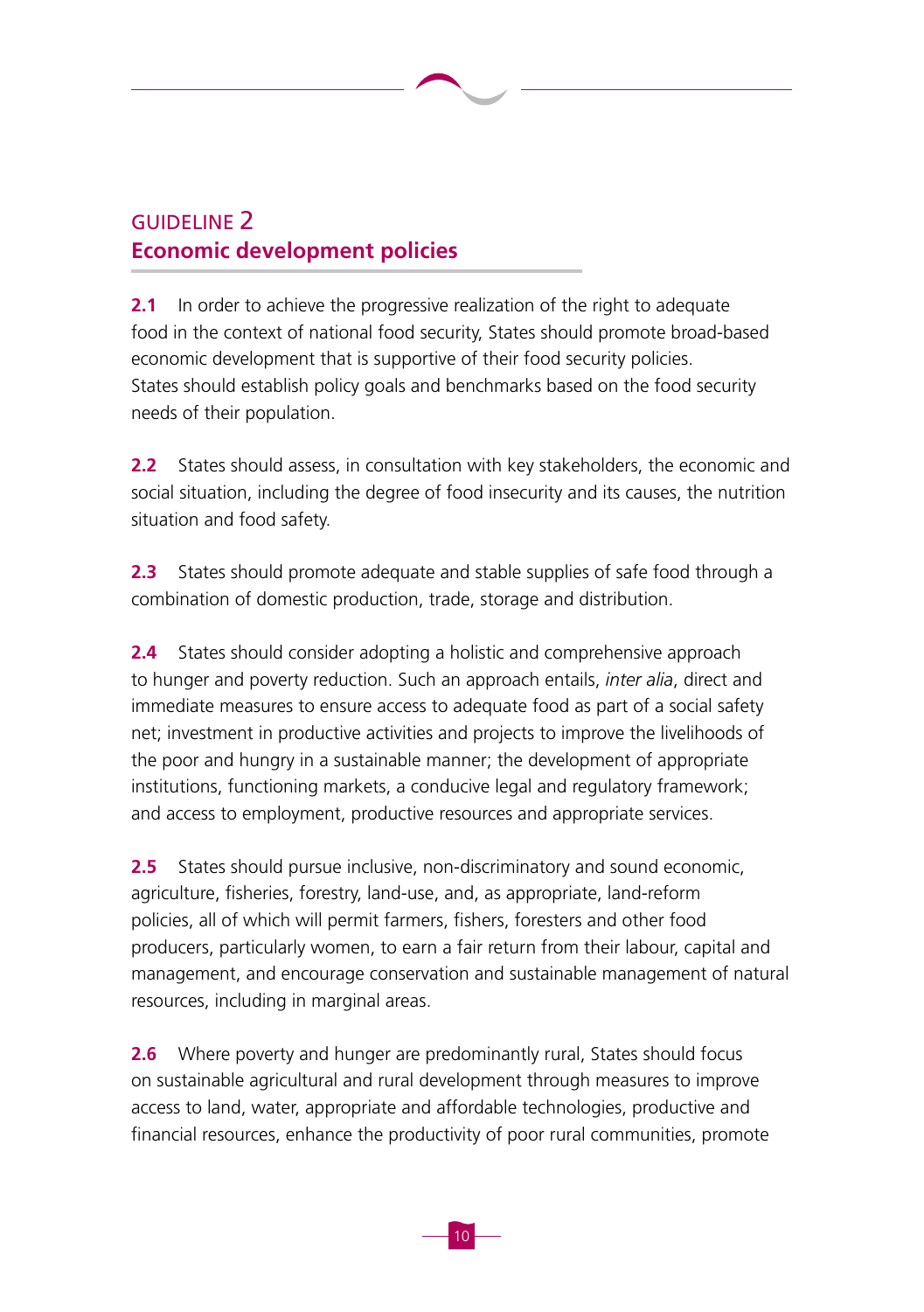## GUIDELINE 2
## Economic development policies

**2.1** In order to achieve the progressive realization of the right to adequate food in the context of national food security, States should promote broad-based economic development that is supportive of their food security policies. States should establish policy goals and benchmarks based on the food security needs of their population.

**2.2** States should assess, in consultation with key stakeholders, the economic and social situation, including the degree of food insecurity and its causes, the nutrition situation and food safety.

**2.3** States should promote adequate and stable supplies of safe food through a combination of domestic production, trade, storage and distribution.

**2.4** States should consider adopting a holistic and comprehensive approach to hunger and poverty reduction. Such an approach entails, *inter alia*, direct and immediate measures to ensure access to adequate food as part of a social safety net; investment in productive activities and projects to improve the livelihoods of the poor and hungry in a sustainable manner; the development of appropriate institutions, functioning markets, a conducive legal and regulatory framework; and access to employment, productive resources and appropriate services.

**2.5** States should pursue inclusive, non-discriminatory and sound economic, agriculture, fisheries, forestry, land-use, and, as appropriate, land-reform policies, all of which will permit farmers, fishers, foresters and other food producers, particularly women, to earn a fair return from their labour, capital and management, and encourage conservation and sustainable management of natural resources, including in marginal areas.

**2.6** Where poverty and hunger are predominantly rural, States should focus on sustainable agricultural and rural development through measures to improve access to land, water, appropriate and affordable technologies, productive and financial resources, enhance the productivity of poor rural communities, promote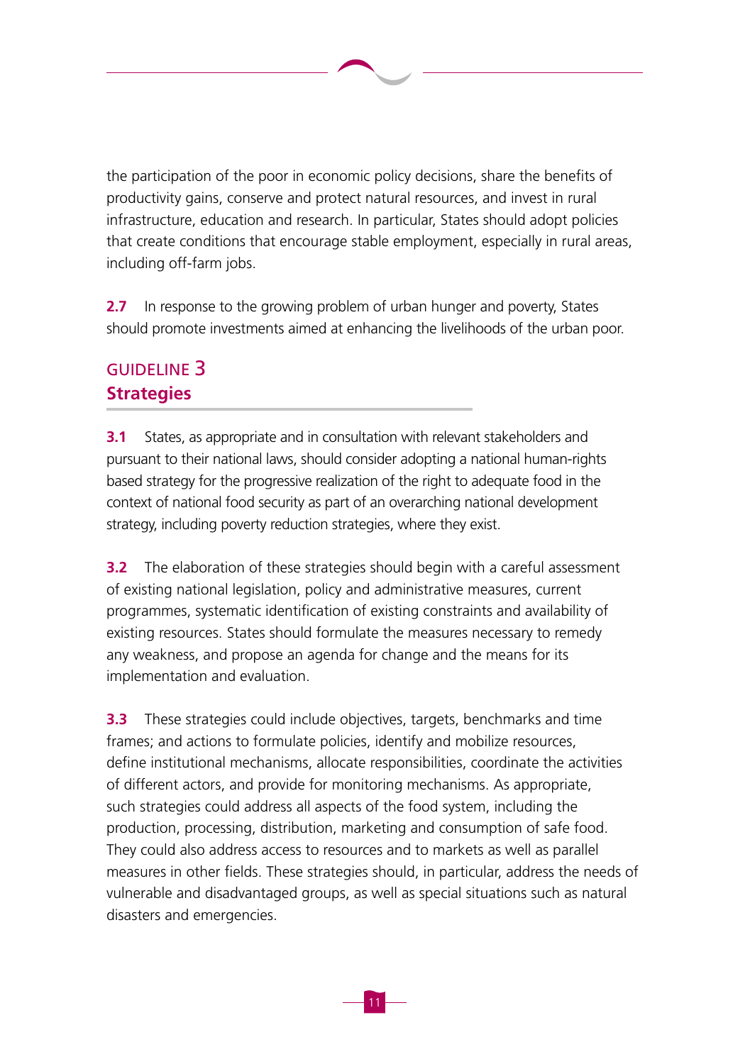the participation of the poor in economic policy decisions, share the benefits of productivity gains, conserve and protect natural resources, and invest in rural infrastructure, education and research. In particular, States should adopt policies that create conditions that encourage stable employment, especially in rural areas, including off-farm jobs.

**2.7** In response to the growing problem of urban hunger and poverty, States should promote investments aimed at enhancing the livelihoods of the urban poor.

## GUIDELINE 3
## Strategies

**3.1** States, as appropriate and in consultation with relevant stakeholders and pursuant to their national laws, should consider adopting a national human-rights based strategy for the progressive realization of the right to adequate food in the context of national food security as part of an overarching national development strategy, including poverty reduction strategies, where they exist.

**3.2** The elaboration of these strategies should begin with a careful assessment of existing national legislation, policy and administrative measures, current programmes, systematic identification of existing constraints and availability of existing resources. States should formulate the measures necessary to remedy any weakness, and propose an agenda for change and the means for its implementation and evaluation.

**3.3** These strategies could include objectives, targets, benchmarks and time frames; and actions to formulate policies, identify and mobilize resources, define institutional mechanisms, allocate responsibilities, coordinate the activities of different actors, and provide for monitoring mechanisms. As appropriate, such strategies could address all aspects of the food system, including the production, processing, distribution, marketing and consumption of safe food. They could also address access to resources and to markets as well as parallel measures in other fields. These strategies should, in particular, address the needs of vulnerable and disadvantaged groups, as well as special situations such as natural disasters and emergencies.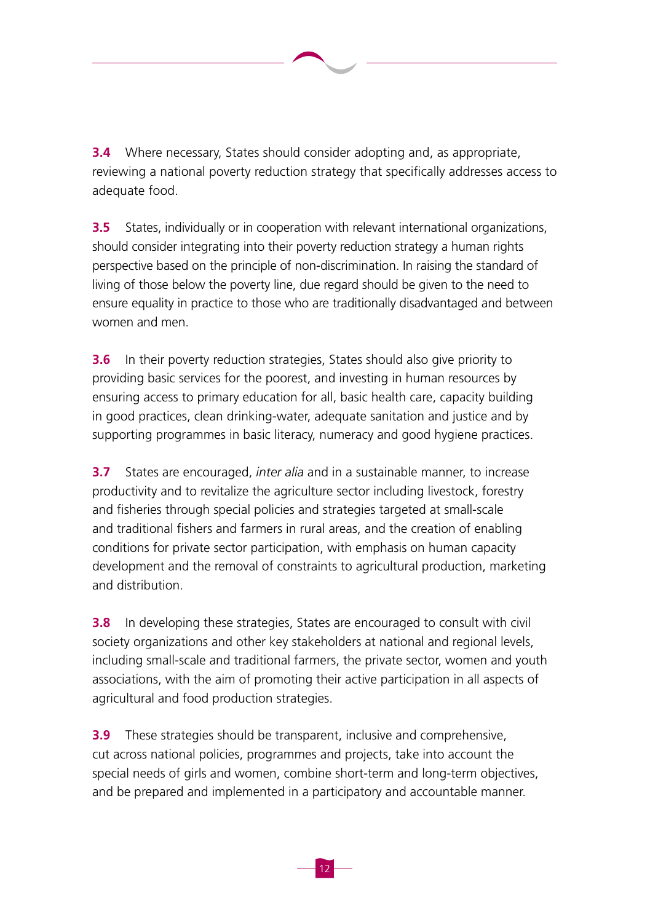**3.4** Where necessary, States should consider adopting and, as appropriate, reviewing a national poverty reduction strategy that specifically addresses access to adequate food.

**3.5** States, individually or in cooperation with relevant international organizations, should consider integrating into their poverty reduction strategy a human rights perspective based on the principle of non-discrimination. In raising the standard of living of those below the poverty line, due regard should be given to the need to ensure equality in practice to those who are traditionally disadvantaged and between women and men.

**3.6** In their poverty reduction strategies, States should also give priority to providing basic services for the poorest, and investing in human resources by ensuring access to primary education for all, basic health care, capacity building in good practices, clean drinking-water, adequate sanitation and justice and by supporting programmes in basic literacy, numeracy and good hygiene practices.

**3.7** States are encouraged, *inter alia* and in a sustainable manner, to increase productivity and to revitalize the agriculture sector including livestock, forestry and fisheries through special policies and strategies targeted at small-scale and traditional fishers and farmers in rural areas, and the creation of enabling conditions for private sector participation, with emphasis on human capacity development and the removal of constraints to agricultural production, marketing and distribution.

**3.8** In developing these strategies, States are encouraged to consult with civil society organizations and other key stakeholders at national and regional levels, including small-scale and traditional farmers, the private sector, women and youth associations, with the aim of promoting their active participation in all aspects of agricultural and food production strategies.

**3.9** These strategies should be transparent, inclusive and comprehensive, cut across national policies, programmes and projects, take into account the special needs of girls and women, combine short-term and long-term objectives, and be prepared and implemented in a participatory and accountable manner.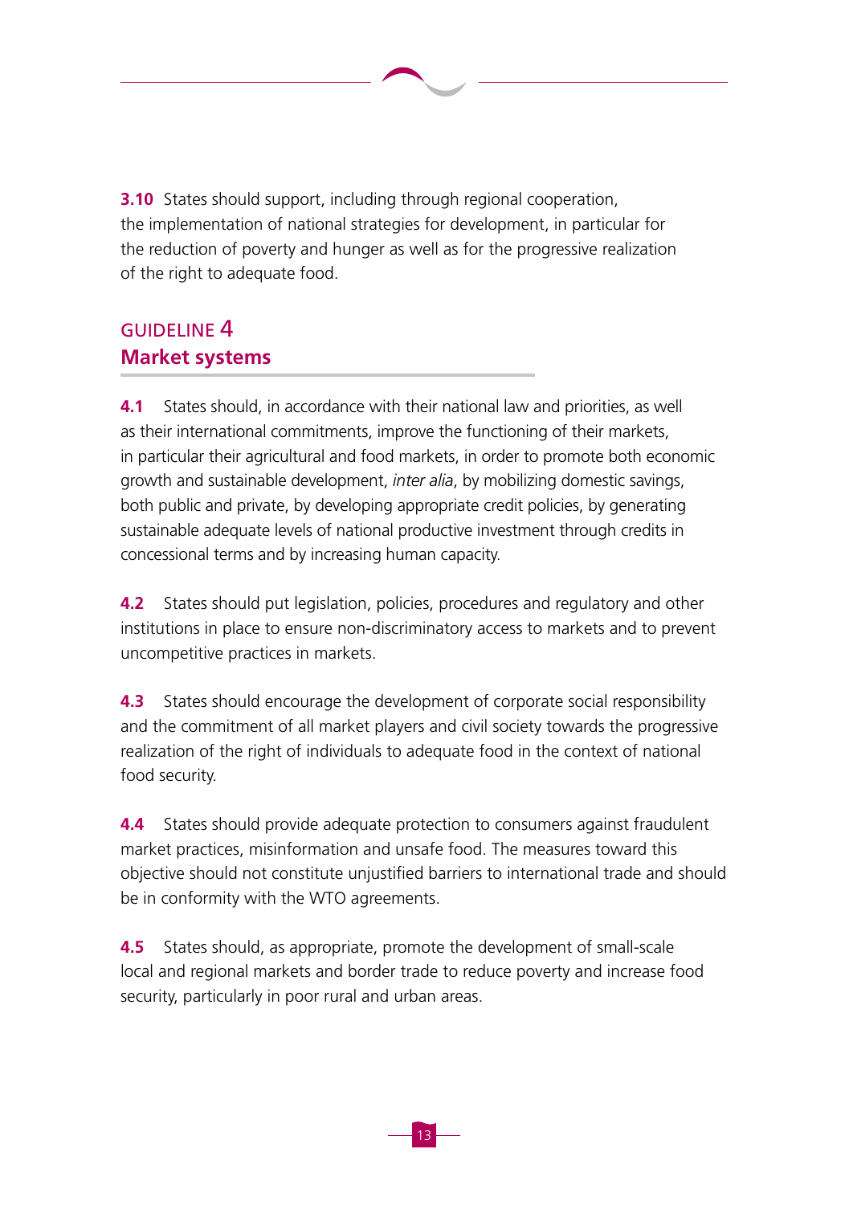**3.10** States should support, including through regional cooperation, the implementation of national strategies for development, in particular for the reduction of poverty and hunger as well as for the progressive realization of the right to adequate food.

## GUIDELINE 4
## Market systems

**4.1** States should, in accordance with their national law and priorities, as well as their international commitments, improve the functioning of their markets, in particular their agricultural and food markets, in order to promote both economic growth and sustainable development, *inter alia*, by mobilizing domestic savings, both public and private, by developing appropriate credit policies, by generating sustainable adequate levels of national productive investment through credits in concessional terms and by increasing human capacity.

**4.2** States should put legislation, policies, procedures and regulatory and other institutions in place to ensure non-discriminatory access to markets and to prevent uncompetitive practices in markets.

**4.3** States should encourage the development of corporate social responsibility and the commitment of all market players and civil society towards the progressive realization of the right of individuals to adequate food in the context of national food security.

**4.4** States should provide adequate protection to consumers against fraudulent market practices, misinformation and unsafe food. The measures toward this objective should not constitute unjustified barriers to international trade and should be in conformity with the WTO agreements.

**4.5** States should, as appropriate, promote the development of small-scale local and regional markets and border trade to reduce poverty and increase food security, particularly in poor rural and urban areas.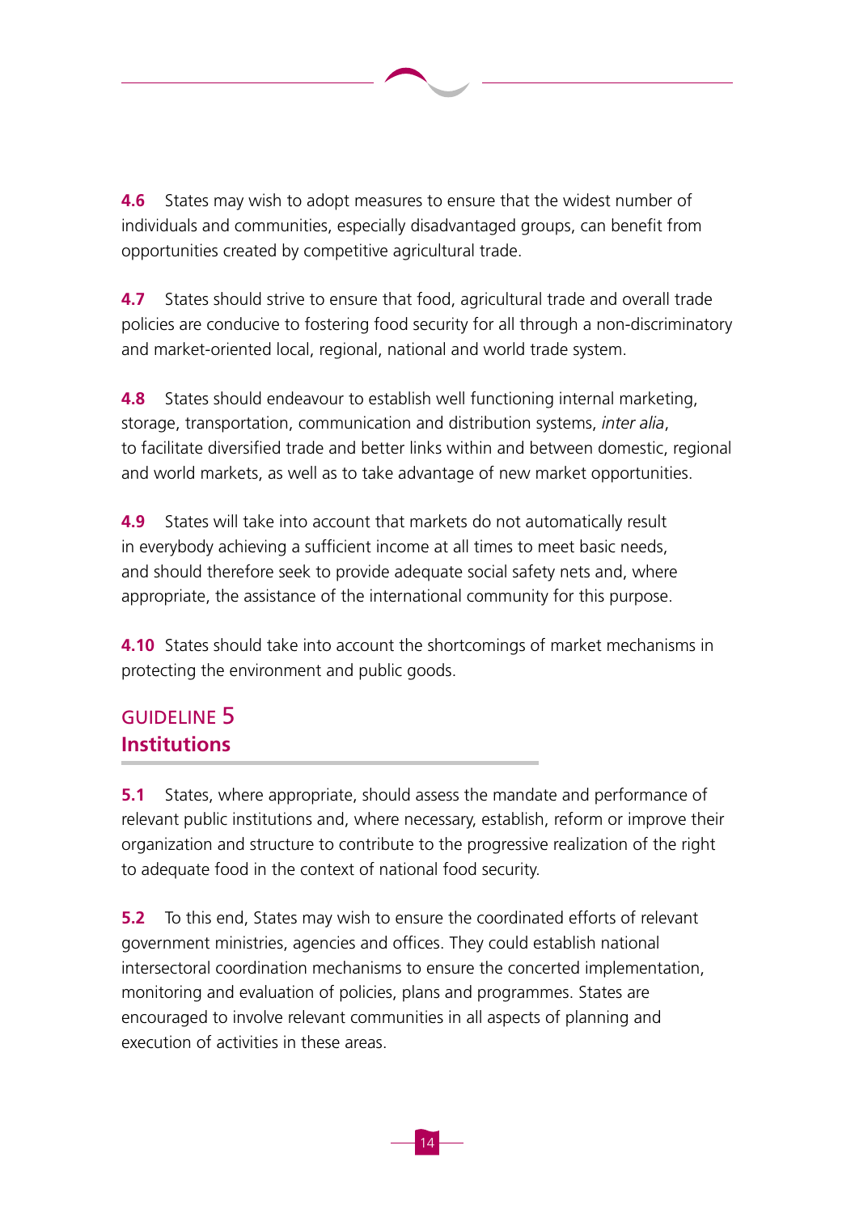**4.6** States may wish to adopt measures to ensure that the widest number of individuals and communities, especially disadvantaged groups, can benefit from opportunities created by competitive agricultural trade.

**4.7** States should strive to ensure that food, agricultural trade and overall trade policies are conducive to fostering food security for all through a non-discriminatory and market-oriented local, regional, national and world trade system.

**4.8** States should endeavour to establish well functioning internal marketing, storage, transportation, communication and distribution systems, *inter alia*, to facilitate diversified trade and better links within and between domestic, regional and world markets, as well as to take advantage of new market opportunities.

**4.9** States will take into account that markets do not automatically result in everybody achieving a sufficient income at all times to meet basic needs, and should therefore seek to provide adequate social safety nets and, where appropriate, the assistance of the international community for this purpose.

**4.10** States should take into account the shortcomings of market mechanisms in protecting the environment and public goods.

## GUIDELINE 5
## Institutions

**5.1** States, where appropriate, should assess the mandate and performance of relevant public institutions and, where necessary, establish, reform or improve their organization and structure to contribute to the progressive realization of the right to adequate food in the context of national food security.

**5.2** To this end, States may wish to ensure the coordinated efforts of relevant government ministries, agencies and offices. They could establish national intersectoral coordination mechanisms to ensure the concerted implementation, monitoring and evaluation of policies, plans and programmes. States are encouraged to involve relevant communities in all aspects of planning and execution of activities in these areas.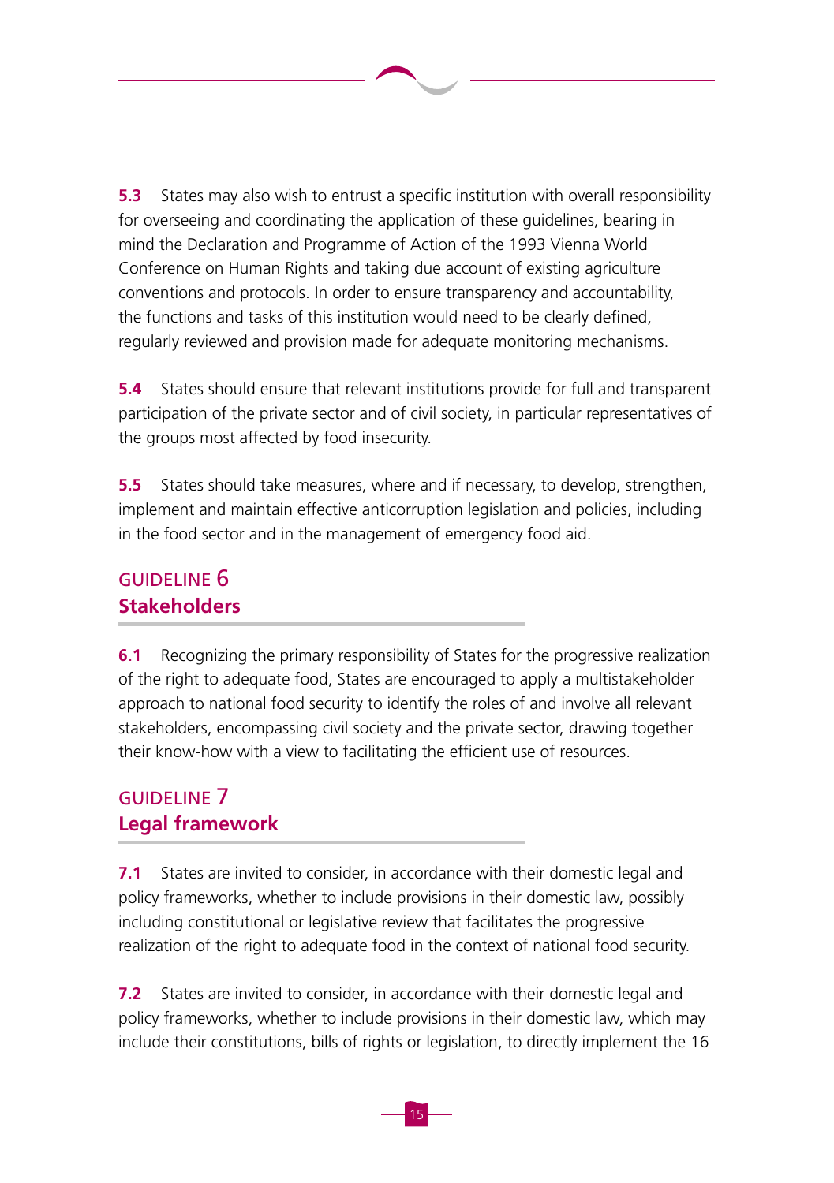**5.3** States may also wish to entrust a specific institution with overall responsibility for overseeing and coordinating the application of these guidelines, bearing in mind the Declaration and Programme of Action of the 1993 Vienna World Conference on Human Rights and taking due account of existing agriculture conventions and protocols. In order to ensure transparency and accountability, the functions and tasks of this institution would need to be clearly defined, regularly reviewed and provision made for adequate monitoring mechanisms.

**5.4** States should ensure that relevant institutions provide for full and transparent participation of the private sector and of civil society, in particular representatives of the groups most affected by food insecurity.

**5.5** States should take measures, where and if necessary, to develop, strengthen, implement and maintain effective anticorruption legislation and policies, including in the food sector and in the management of emergency food aid.

## GUIDELINE 6
## Stakeholders

**6.1** Recognizing the primary responsibility of States for the progressive realization of the right to adequate food, States are encouraged to apply a multistakeholder approach to national food security to identify the roles of and involve all relevant stakeholders, encompassing civil society and the private sector, drawing together their know-how with a view to facilitating the efficient use of resources.

## GUIDELINE 7
## Legal framework

**7.1** States are invited to consider, in accordance with their domestic legal and policy frameworks, whether to include provisions in their domestic law, possibly including constitutional or legislative review that facilitates the progressive realization of the right to adequate food in the context of national food security.

**7.2** States are invited to consider, in accordance with their domestic legal and policy frameworks, whether to include provisions in their domestic law, which may include their constitutions, bills of rights or legislation, to directly implement the 16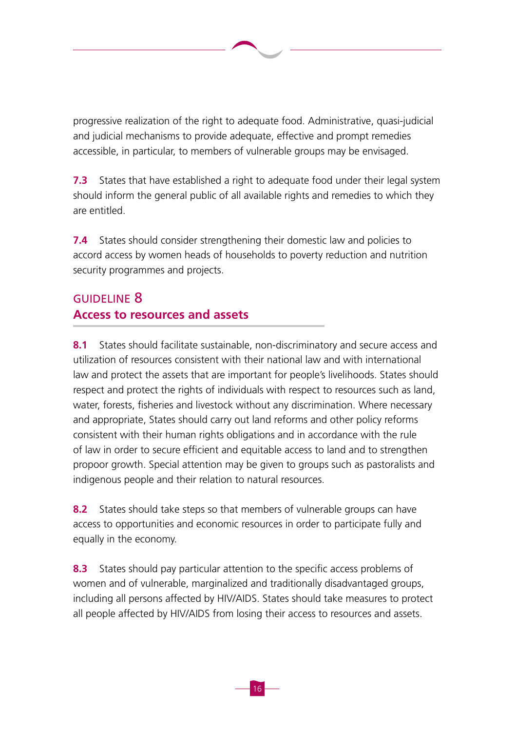progressive realization of the right to adequate food. Administrative, quasi-judicial and judicial mechanisms to provide adequate, effective and prompt remedies accessible, in particular, to members of vulnerable groups may be envisaged.

**7.3** States that have established a right to adequate food under their legal system should inform the general public of all available rights and remedies to which they are entitled.

**7.4** States should consider strengthening their domestic law and policies to accord access by women heads of households to poverty reduction and nutrition security programmes and projects.

## GUIDELINE 8
## Access to resources and assets

**8.1** States should facilitate sustainable, non-discriminatory and secure access and utilization of resources consistent with their national law and with international law and protect the assets that are important for people's livelihoods. States should respect and protect the rights of individuals with respect to resources such as land, water, forests, fisheries and livestock without any discrimination. Where necessary and appropriate, States should carry out land reforms and other policy reforms consistent with their human rights obligations and in accordance with the rule of law in order to secure efficient and equitable access to land and to strengthen propoor growth. Special attention may be given to groups such as pastoralists and indigenous people and their relation to natural resources.

**8.2** States should take steps so that members of vulnerable groups can have access to opportunities and economic resources in order to participate fully and equally in the economy.

**8.3** States should pay particular attention to the specific access problems of women and of vulnerable, marginalized and traditionally disadvantaged groups, including all persons affected by HIV/AIDS. States should take measures to protect all people affected by HIV/AIDS from losing their access to resources and assets.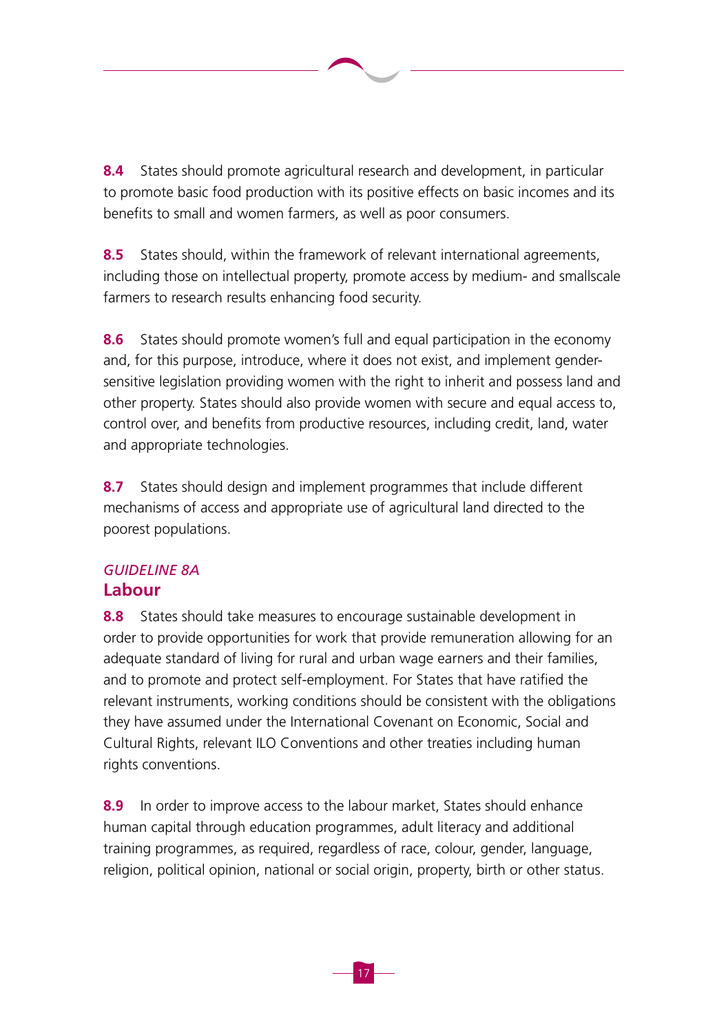**8.4** States should promote agricultural research and development, in particular to promote basic food production with its positive effects on basic incomes and its benefits to small and women farmers, as well as poor consumers.

**8.5** States should, within the framework of relevant international agreements, including those on intellectual property, promote access by medium- and smallscale farmers to research results enhancing food security.

**8.6** States should promote women's full and equal participation in the economy and, for this purpose, introduce, where it does not exist, and implement gender-sensitive legislation providing women with the right to inherit and possess land and other property. States should also provide women with secure and equal access to, control over, and benefits from productive resources, including credit, land, water and appropriate technologies.

**8.7** States should design and implement programmes that include different mechanisms of access and appropriate use of agricultural land directed to the poorest populations.

*GUIDELINE 8A*

## Labour

**8.8** States should take measures to encourage sustainable development in order to provide opportunities for work that provide remuneration allowing for an adequate standard of living for rural and urban wage earners and their families, and to promote and protect self-employment. For States that have ratified the relevant instruments, working conditions should be consistent with the obligations they have assumed under the International Covenant on Economic, Social and Cultural Rights, relevant ILO Conventions and other treaties including human rights conventions.

**8.9** In order to improve access to the labour market, States should enhance human capital through education programmes, adult literacy and additional training programmes, as required, regardless of race, colour, gender, language, religion, political opinion, national or social origin, property, birth or other status.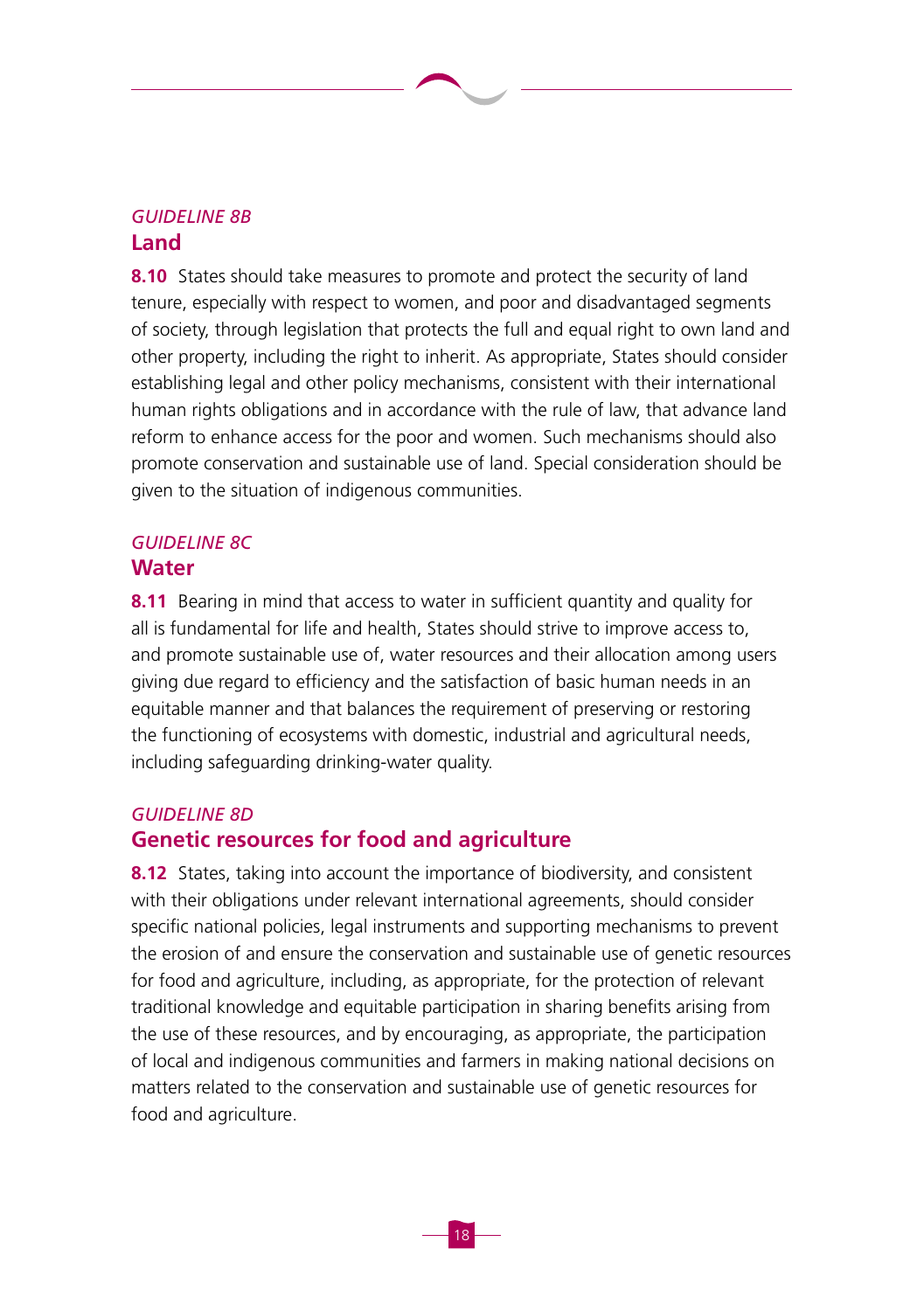*GUIDELINE 8B*

## Land

**8.10** States should take measures to promote and protect the security of land tenure, especially with respect to women, and poor and disadvantaged segments of society, through legislation that protects the full and equal right to own land and other property, including the right to inherit. As appropriate, States should consider establishing legal and other policy mechanisms, consistent with their international human rights obligations and in accordance with the rule of law, that advance land reform to enhance access for the poor and women. Such mechanisms should also promote conservation and sustainable use of land. Special consideration should be given to the situation of indigenous communities.

*GUIDELINE 8C*

## Water

**8.11** Bearing in mind that access to water in sufficient quantity and quality for all is fundamental for life and health, States should strive to improve access to, and promote sustainable use of, water resources and their allocation among users giving due regard to efficiency and the satisfaction of basic human needs in an equitable manner and that balances the requirement of preserving or restoring the functioning of ecosystems with domestic, industrial and agricultural needs, including safeguarding drinking-water quality.

*GUIDELINE 8D*

## Genetic resources for food and agriculture

**8.12** States, taking into account the importance of biodiversity, and consistent with their obligations under relevant international agreements, should consider specific national policies, legal instruments and supporting mechanisms to prevent the erosion of and ensure the conservation and sustainable use of genetic resources for food and agriculture, including, as appropriate, for the protection of relevant traditional knowledge and equitable participation in sharing benefits arising from the use of these resources, and by encouraging, as appropriate, the participation of local and indigenous communities and farmers in making national decisions on matters related to the conservation and sustainable use of genetic resources for food and agriculture.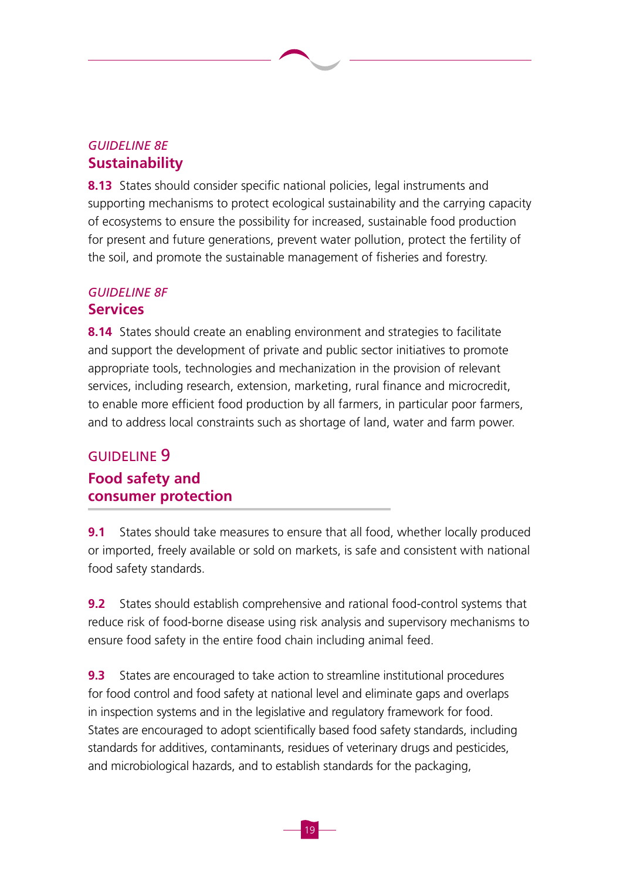*GUIDELINE 8E*
### Sustainability

**8.13** States should consider specific national policies, legal instruments and supporting mechanisms to protect ecological sustainability and the carrying capacity of ecosystems to ensure the possibility for increased, sustainable food production for present and future generations, prevent water pollution, protect the fertility of the soil, and promote the sustainable management of fisheries and forestry.

*GUIDELINE 8F*
### Services

**8.14** States should create an enabling environment and strategies to facilitate and support the development of private and public sector initiatives to promote appropriate tools, technologies and mechanization in the provision of relevant services, including research, extension, marketing, rural finance and microcredit, to enable more efficient food production by all farmers, in particular poor farmers, and to address local constraints such as shortage of land, water and farm power.

GUIDELINE 9
## Food safety and consumer protection

**9.1** States should take measures to ensure that all food, whether locally produced or imported, freely available or sold on markets, is safe and consistent with national food safety standards.

**9.2** States should establish comprehensive and rational food-control systems that reduce risk of food-borne disease using risk analysis and supervisory mechanisms to ensure food safety in the entire food chain including animal feed.

**9.3** States are encouraged to take action to streamline institutional procedures for food control and food safety at national level and eliminate gaps and overlaps in inspection systems and in the legislative and regulatory framework for food. States are encouraged to adopt scientifically based food safety standards, including standards for additives, contaminants, residues of veterinary drugs and pesticides, and microbiological hazards, and to establish standards for the packaging,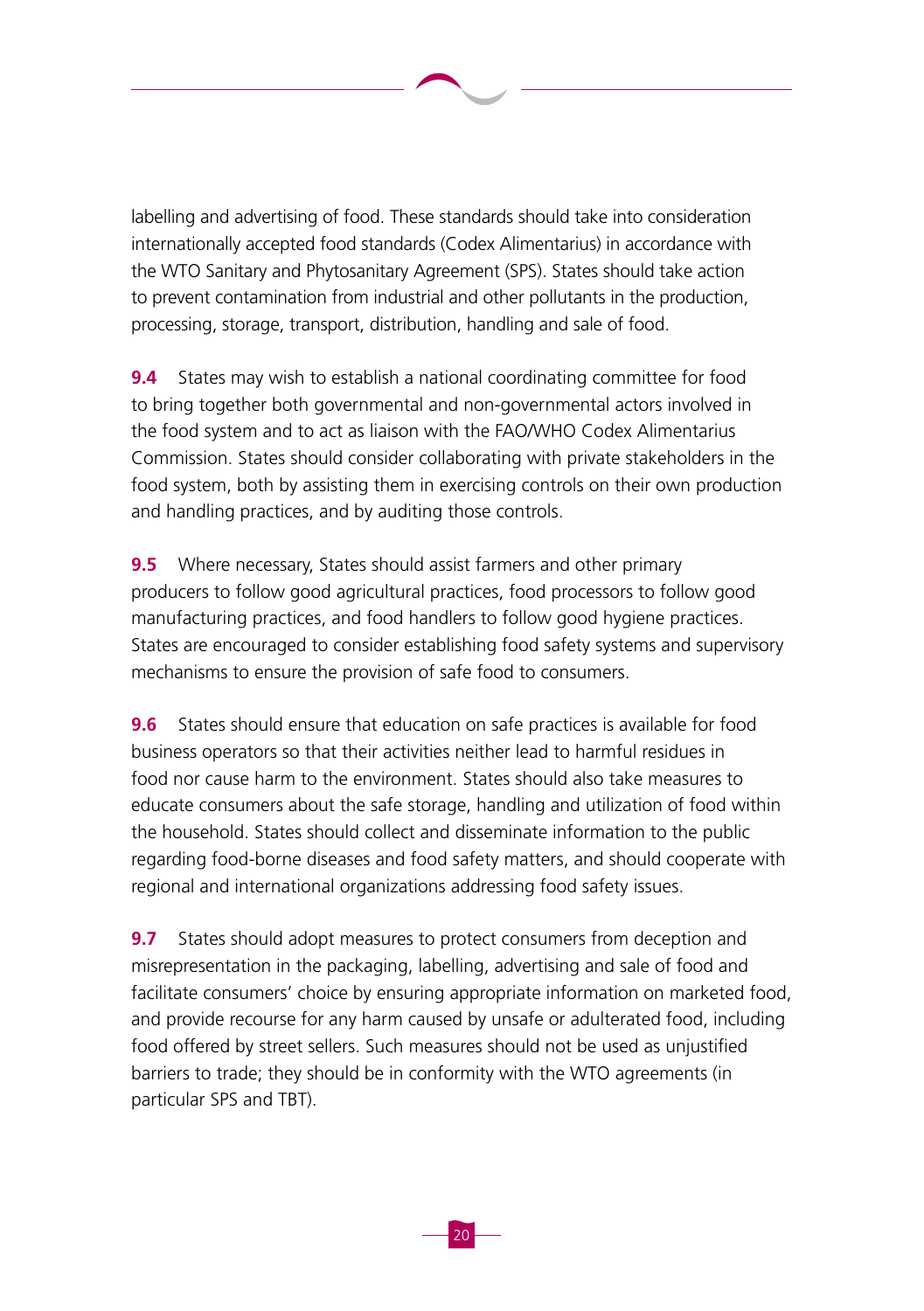labelling and advertising of food. These standards should take into consideration internationally accepted food standards (Codex Alimentarius) in accordance with the WTO Sanitary and Phytosanitary Agreement (SPS). States should take action to prevent contamination from industrial and other pollutants in the production, processing, storage, transport, distribution, handling and sale of food.

**9.4** States may wish to establish a national coordinating committee for food to bring together both governmental and non-governmental actors involved in the food system and to act as liaison with the FAO/WHO Codex Alimentarius Commission. States should consider collaborating with private stakeholders in the food system, both by assisting them in exercising controls on their own production and handling practices, and by auditing those controls.

**9.5** Where necessary, States should assist farmers and other primary producers to follow good agricultural practices, food processors to follow good manufacturing practices, and food handlers to follow good hygiene practices. States are encouraged to consider establishing food safety systems and supervisory mechanisms to ensure the provision of safe food to consumers.

**9.6** States should ensure that education on safe practices is available for food business operators so that their activities neither lead to harmful residues in food nor cause harm to the environment. States should also take measures to educate consumers about the safe storage, handling and utilization of food within the household. States should collect and disseminate information to the public regarding food-borne diseases and food safety matters, and should cooperate with regional and international organizations addressing food safety issues.

**9.7** States should adopt measures to protect consumers from deception and misrepresentation in the packaging, labelling, advertising and sale of food and facilitate consumers' choice by ensuring appropriate information on marketed food, and provide recourse for any harm caused by unsafe or adulterated food, including food offered by street sellers. Such measures should not be used as unjustified barriers to trade; they should be in conformity with the WTO agreements (in particular SPS and TBT).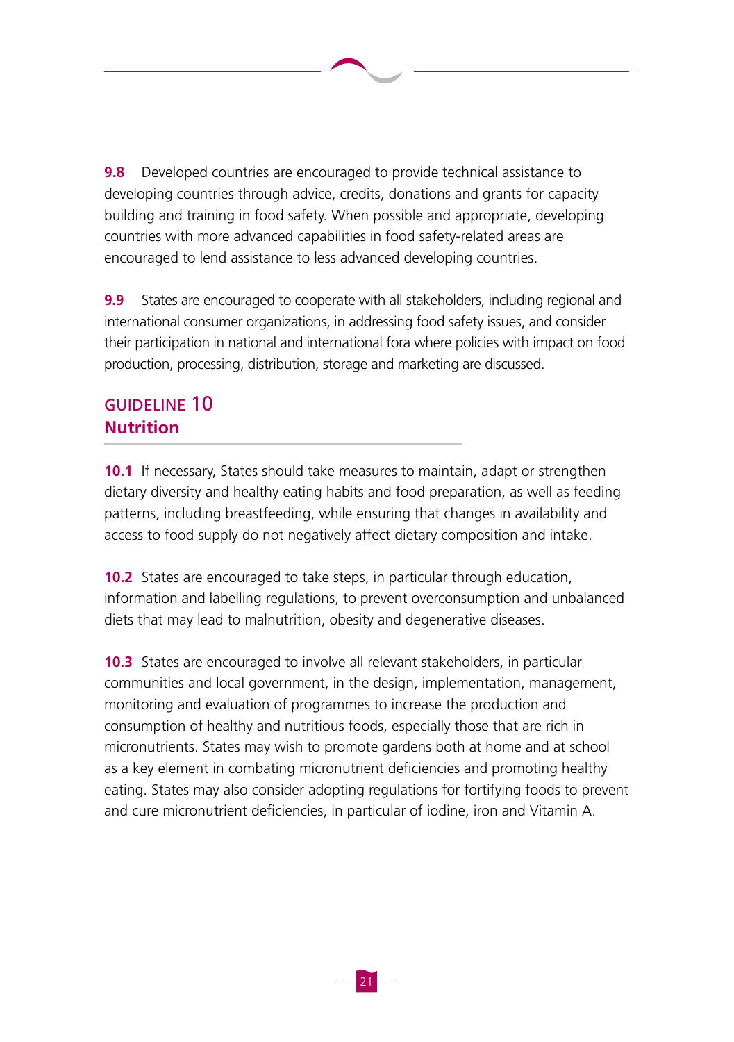**9.8** Developed countries are encouraged to provide technical assistance to developing countries through advice, credits, donations and grants for capacity building and training in food safety. When possible and appropriate, developing countries with more advanced capabilities in food safety-related areas are encouraged to lend assistance to less advanced developing countries.

**9.9** States are encouraged to cooperate with all stakeholders, including regional and international consumer organizations, in addressing food safety issues, and consider their participation in national and international fora where policies with impact on food production, processing, distribution, storage and marketing are discussed.

## GUIDELINE 10
## Nutrition

**10.1** If necessary, States should take measures to maintain, adapt or strengthen dietary diversity and healthy eating habits and food preparation, as well as feeding patterns, including breastfeeding, while ensuring that changes in availability and access to food supply do not negatively affect dietary composition and intake.

**10.2** States are encouraged to take steps, in particular through education, information and labelling regulations, to prevent overconsumption and unbalanced diets that may lead to malnutrition, obesity and degenerative diseases.

**10.3** States are encouraged to involve all relevant stakeholders, in particular communities and local government, in the design, implementation, management, monitoring and evaluation of programmes to increase the production and consumption of healthy and nutritious foods, especially those that are rich in micronutrients. States may wish to promote gardens both at home and at school as a key element in combating micronutrient deficiencies and promoting healthy eating. States may also consider adopting regulations for fortifying foods to prevent and cure micronutrient deficiencies, in particular of iodine, iron and Vitamin A.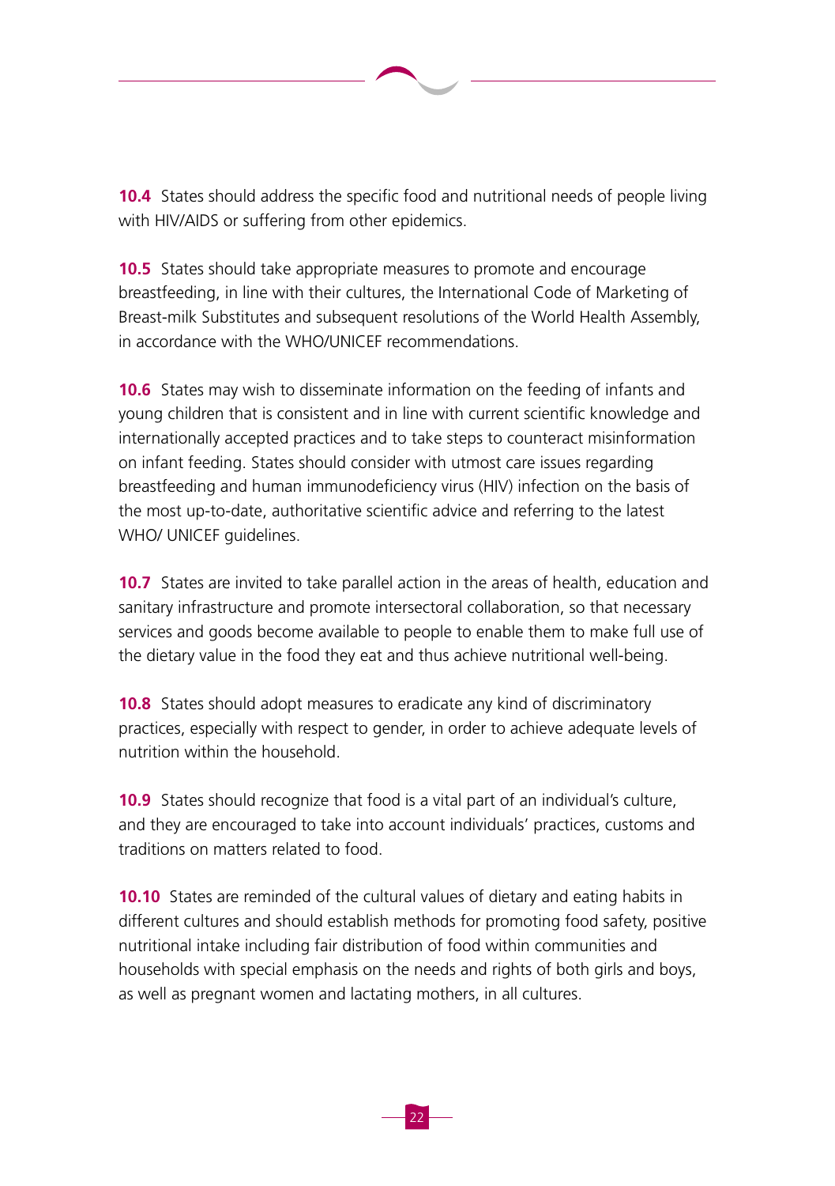**10.4** States should address the specific food and nutritional needs of people living with HIV/AIDS or suffering from other epidemics.

**10.5** States should take appropriate measures to promote and encourage breastfeeding, in line with their cultures, the International Code of Marketing of Breast-milk Substitutes and subsequent resolutions of the World Health Assembly, in accordance with the WHO/UNICEF recommendations.

**10.6** States may wish to disseminate information on the feeding of infants and young children that is consistent and in line with current scientific knowledge and internationally accepted practices and to take steps to counteract misinformation on infant feeding. States should consider with utmost care issues regarding breastfeeding and human immunodeficiency virus (HIV) infection on the basis of the most up-to-date, authoritative scientific advice and referring to the latest WHO/ UNICEF guidelines.

**10.7** States are invited to take parallel action in the areas of health, education and sanitary infrastructure and promote intersectoral collaboration, so that necessary services and goods become available to people to enable them to make full use of the dietary value in the food they eat and thus achieve nutritional well-being.

**10.8** States should adopt measures to eradicate any kind of discriminatory practices, especially with respect to gender, in order to achieve adequate levels of nutrition within the household.

**10.9** States should recognize that food is a vital part of an individual's culture, and they are encouraged to take into account individuals' practices, customs and traditions on matters related to food.

**10.10** States are reminded of the cultural values of dietary and eating habits in different cultures and should establish methods for promoting food safety, positive nutritional intake including fair distribution of food within communities and households with special emphasis on the needs and rights of both girls and boys, as well as pregnant women and lactating mothers, in all cultures.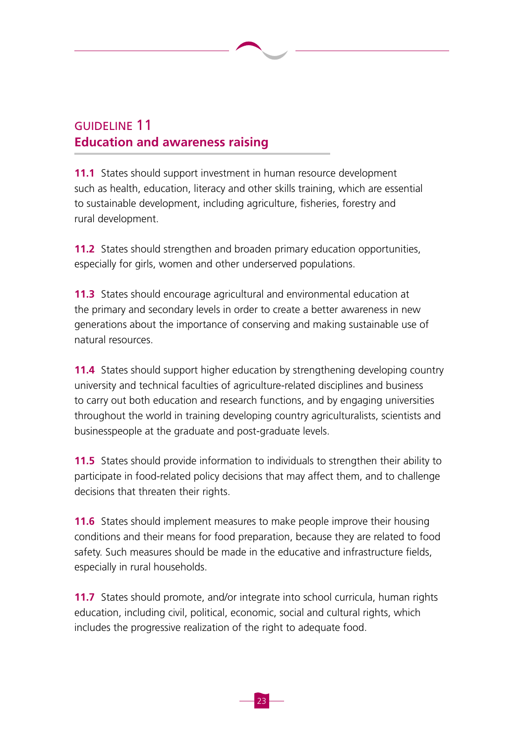## GUIDELINE 11
## Education and awareness raising

**11.1** States should support investment in human resource development such as health, education, literacy and other skills training, which are essential to sustainable development, including agriculture, fisheries, forestry and rural development.

**11.2** States should strengthen and broaden primary education opportunities, especially for girls, women and other underserved populations.

**11.3** States should encourage agricultural and environmental education at the primary and secondary levels in order to create a better awareness in new generations about the importance of conserving and making sustainable use of natural resources.

**11.4** States should support higher education by strengthening developing country university and technical faculties of agriculture-related disciplines and business to carry out both education and research functions, and by engaging universities throughout the world in training developing country agriculturalists, scientists and businesspeople at the graduate and post-graduate levels.

**11.5** States should provide information to individuals to strengthen their ability to participate in food-related policy decisions that may affect them, and to challenge decisions that threaten their rights.

**11.6** States should implement measures to make people improve their housing conditions and their means for food preparation, because they are related to food safety. Such measures should be made in the educative and infrastructure fields, especially in rural households.

**11.7** States should promote, and/or integrate into school curricula, human rights education, including civil, political, economic, social and cultural rights, which includes the progressive realization of the right to adequate food.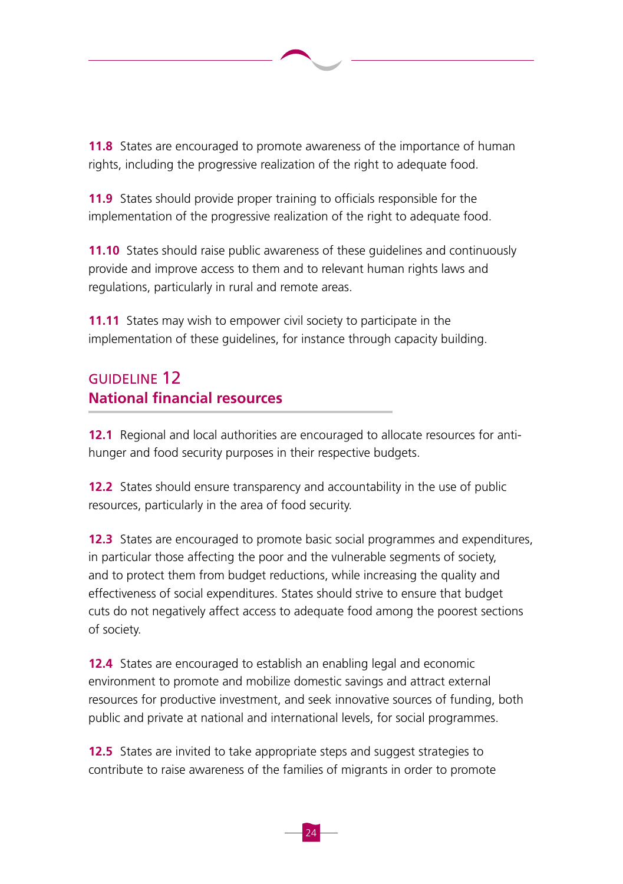**11.8** States are encouraged to promote awareness of the importance of human rights, including the progressive realization of the right to adequate food.

**11.9** States should provide proper training to officials responsible for the implementation of the progressive realization of the right to adequate food.

**11.10** States should raise public awareness of these guidelines and continuously provide and improve access to them and to relevant human rights laws and regulations, particularly in rural and remote areas.

**11.11** States may wish to empower civil society to participate in the implementation of these guidelines, for instance through capacity building.

## GUIDELINE 12
## National financial resources

**12.1** Regional and local authorities are encouraged to allocate resources for anti-hunger and food security purposes in their respective budgets.

**12.2** States should ensure transparency and accountability in the use of public resources, particularly in the area of food security.

**12.3** States are encouraged to promote basic social programmes and expenditures, in particular those affecting the poor and the vulnerable segments of society, and to protect them from budget reductions, while increasing the quality and effectiveness of social expenditures. States should strive to ensure that budget cuts do not negatively affect access to adequate food among the poorest sections of society.

**12.4** States are encouraged to establish an enabling legal and economic environment to promote and mobilize domestic savings and attract external resources for productive investment, and seek innovative sources of funding, both public and private at national and international levels, for social programmes.

**12.5** States are invited to take appropriate steps and suggest strategies to contribute to raise awareness of the families of migrants in order to promote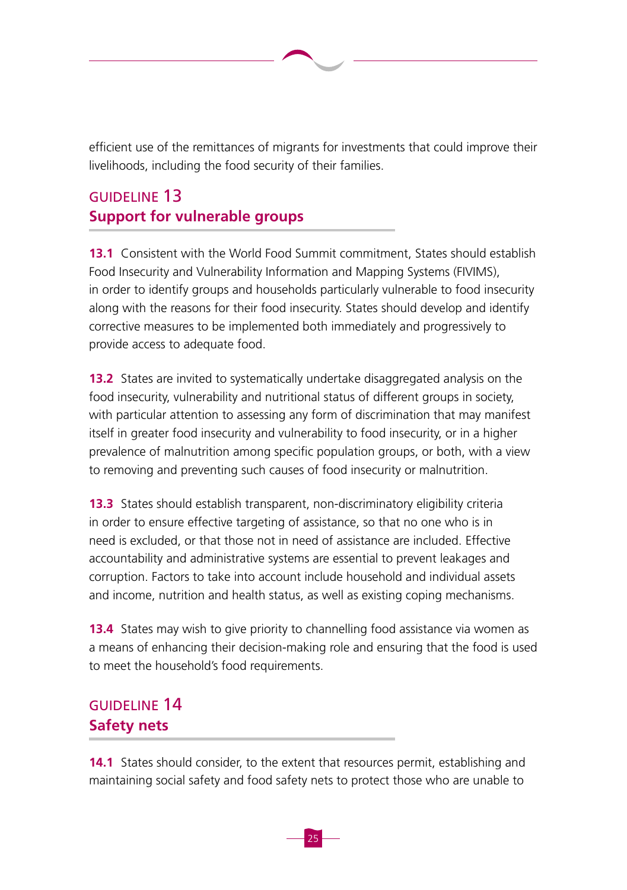efficient use of the remittances of migrants for investments that could improve their livelihoods, including the food security of their families.

## GUIDELINE 13
## Support for vulnerable groups

**13.1** Consistent with the World Food Summit commitment, States should establish Food Insecurity and Vulnerability Information and Mapping Systems (FIVIMS), in order to identify groups and households particularly vulnerable to food insecurity along with the reasons for their food insecurity. States should develop and identify corrective measures to be implemented both immediately and progressively to provide access to adequate food.

**13.2** States are invited to systematically undertake disaggregated analysis on the food insecurity, vulnerability and nutritional status of different groups in society, with particular attention to assessing any form of discrimination that may manifest itself in greater food insecurity and vulnerability to food insecurity, or in a higher prevalence of malnutrition among specific population groups, or both, with a view to removing and preventing such causes of food insecurity or malnutrition.

**13.3** States should establish transparent, non-discriminatory eligibility criteria in order to ensure effective targeting of assistance, so that no one who is in need is excluded, or that those not in need of assistance are included. Effective accountability and administrative systems are essential to prevent leakages and corruption. Factors to take into account include household and individual assets and income, nutrition and health status, as well as existing coping mechanisms.

**13.4** States may wish to give priority to channelling food assistance via women as a means of enhancing their decision-making role and ensuring that the food is used to meet the household's food requirements.

## GUIDELINE 14
## Safety nets

**14.1** States should consider, to the extent that resources permit, establishing and maintaining social safety and food safety nets to protect those who are unable to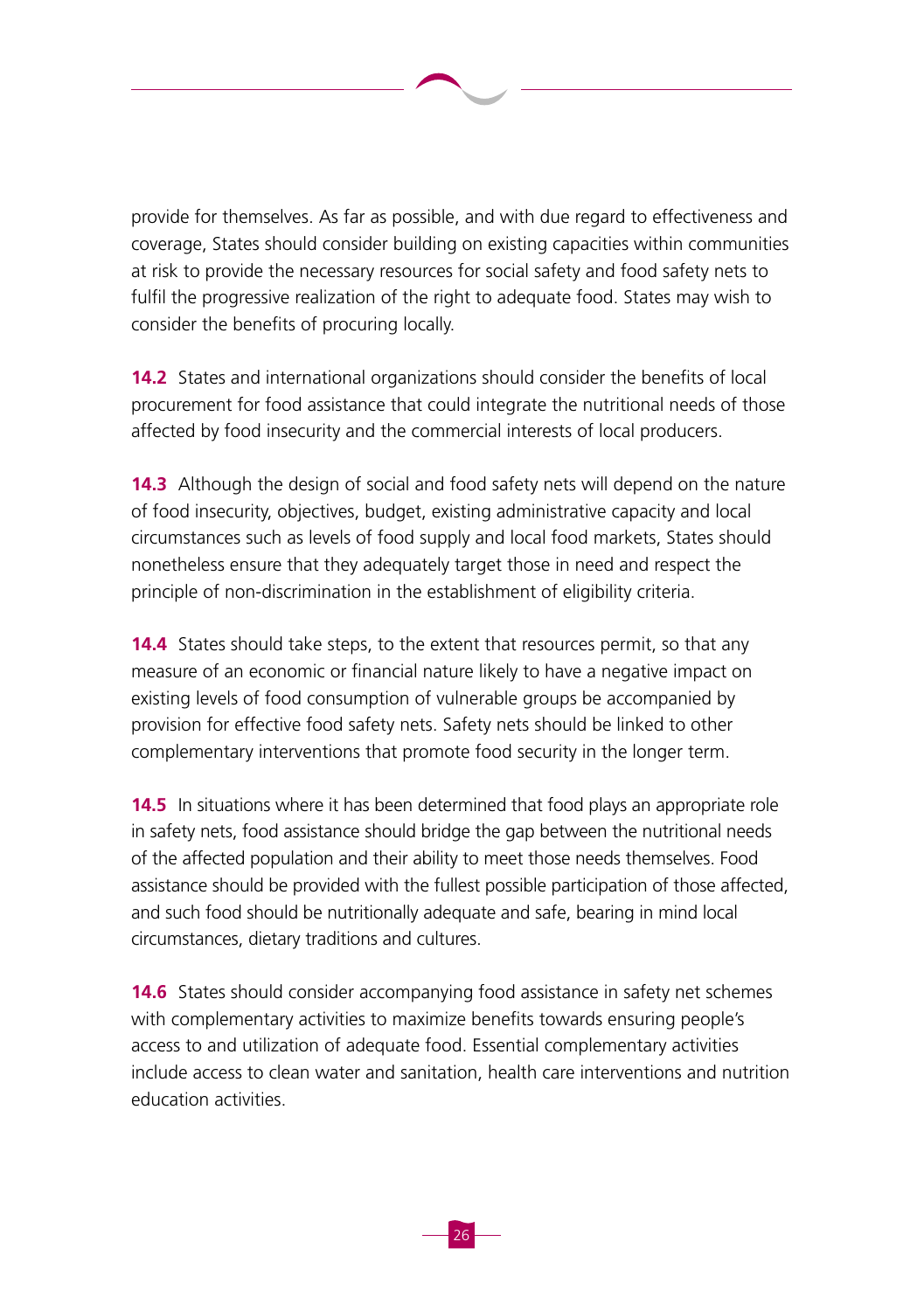provide for themselves. As far as possible, and with due regard to effectiveness and coverage, States should consider building on existing capacities within communities at risk to provide the necessary resources for social safety and food safety nets to fulfil the progressive realization of the right to adequate food. States may wish to consider the benefits of procuring locally.

**14.2** States and international organizations should consider the benefits of local procurement for food assistance that could integrate the nutritional needs of those affected by food insecurity and the commercial interests of local producers.

**14.3** Although the design of social and food safety nets will depend on the nature of food insecurity, objectives, budget, existing administrative capacity and local circumstances such as levels of food supply and local food markets, States should nonetheless ensure that they adequately target those in need and respect the principle of non-discrimination in the establishment of eligibility criteria.

**14.4** States should take steps, to the extent that resources permit, so that any measure of an economic or financial nature likely to have a negative impact on existing levels of food consumption of vulnerable groups be accompanied by provision for effective food safety nets. Safety nets should be linked to other complementary interventions that promote food security in the longer term.

**14.5** In situations where it has been determined that food plays an appropriate role in safety nets, food assistance should bridge the gap between the nutritional needs of the affected population and their ability to meet those needs themselves. Food assistance should be provided with the fullest possible participation of those affected, and such food should be nutritionally adequate and safe, bearing in mind local circumstances, dietary traditions and cultures.

**14.6** States should consider accompanying food assistance in safety net schemes with complementary activities to maximize benefits towards ensuring people's access to and utilization of adequate food. Essential complementary activities include access to clean water and sanitation, health care interventions and nutrition education activities.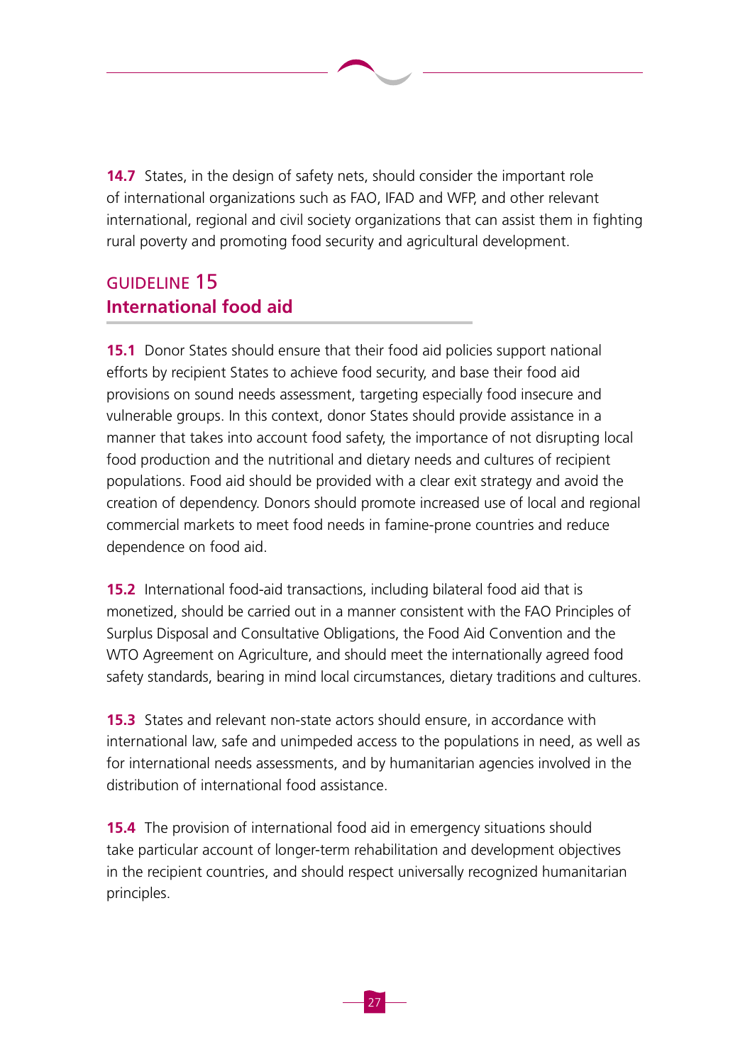**14.7** States, in the design of safety nets, should consider the important role of international organizations such as FAO, IFAD and WFP, and other relevant international, regional and civil society organizations that can assist them in fighting rural poverty and promoting food security and agricultural development.

## GUIDELINE 15
## International food aid

**15.1** Donor States should ensure that their food aid policies support national efforts by recipient States to achieve food security, and base their food aid provisions on sound needs assessment, targeting especially food insecure and vulnerable groups. In this context, donor States should provide assistance in a manner that takes into account food safety, the importance of not disrupting local food production and the nutritional and dietary needs and cultures of recipient populations. Food aid should be provided with a clear exit strategy and avoid the creation of dependency. Donors should promote increased use of local and regional commercial markets to meet food needs in famine-prone countries and reduce dependence on food aid.

**15.2** International food-aid transactions, including bilateral food aid that is monetized, should be carried out in a manner consistent with the FAO Principles of Surplus Disposal and Consultative Obligations, the Food Aid Convention and the WTO Agreement on Agriculture, and should meet the internationally agreed food safety standards, bearing in mind local circumstances, dietary traditions and cultures.

**15.3** States and relevant non-state actors should ensure, in accordance with international law, safe and unimpeded access to the populations in need, as well as for international needs assessments, and by humanitarian agencies involved in the distribution of international food assistance.

**15.4** The provision of international food aid in emergency situations should take particular account of longer-term rehabilitation and development objectives in the recipient countries, and should respect universally recognized humanitarian principles.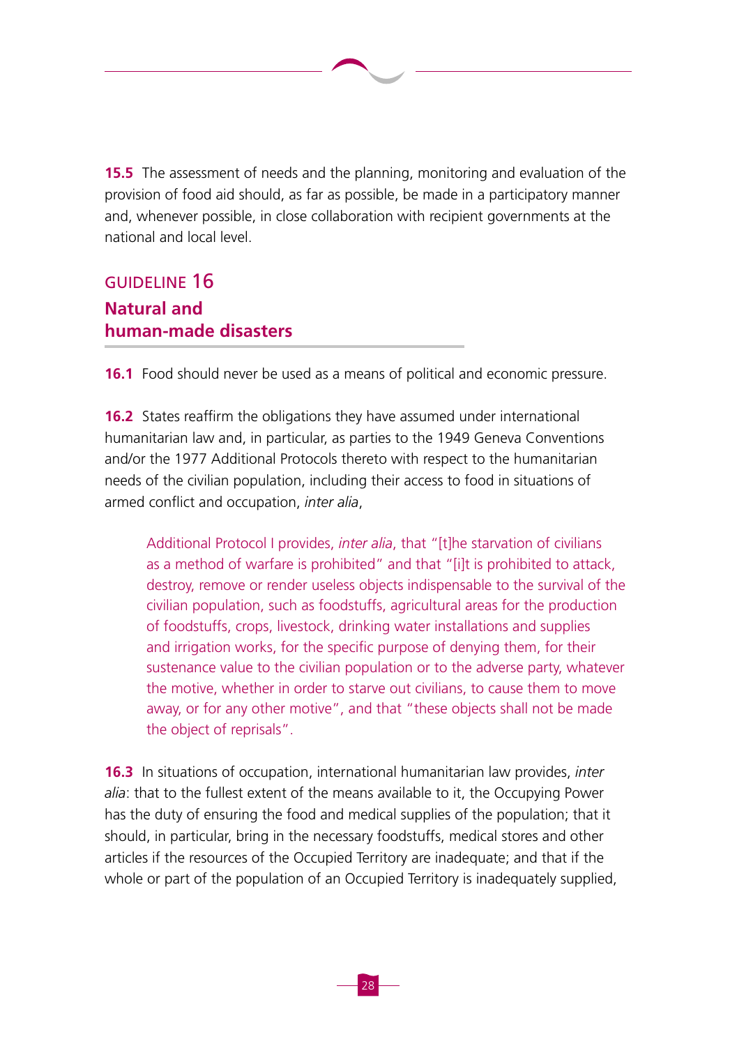**15.5** The assessment of needs and the planning, monitoring and evaluation of the provision of food aid should, as far as possible, be made in a participatory manner and, whenever possible, in close collaboration with recipient governments at the national and local level.

## GUIDELINE 16
## Natural and human-made disasters

**16.1** Food should never be used as a means of political and economic pressure.

**16.2** States reaffirm the obligations they have assumed under international humanitarian law and, in particular, as parties to the 1949 Geneva Conventions and/or the 1977 Additional Protocols thereto with respect to the humanitarian needs of the civilian population, including their access to food in situations of armed conflict and occupation, *inter alia*,

> Additional Protocol I provides, *inter alia*, that "[t]he starvation of civilians as a method of warfare is prohibited" and that "[i]t is prohibited to attack, destroy, remove or render useless objects indispensable to the survival of the civilian population, such as foodstuffs, agricultural areas for the production of foodstuffs, crops, livestock, drinking water installations and supplies and irrigation works, for the specific purpose of denying them, for their sustenance value to the civilian population or to the adverse party, whatever the motive, whether in order to starve out civilians, to cause them to move away, or for any other motive", and that "these objects shall not be made the object of reprisals".

**16.3** In situations of occupation, international humanitarian law provides, *inter alia*: that to the fullest extent of the means available to it, the Occupying Power has the duty of ensuring the food and medical supplies of the population; that it should, in particular, bring in the necessary foodstuffs, medical stores and other articles if the resources of the Occupied Territory are inadequate; and that if the whole or part of the population of an Occupied Territory is inadequately supplied,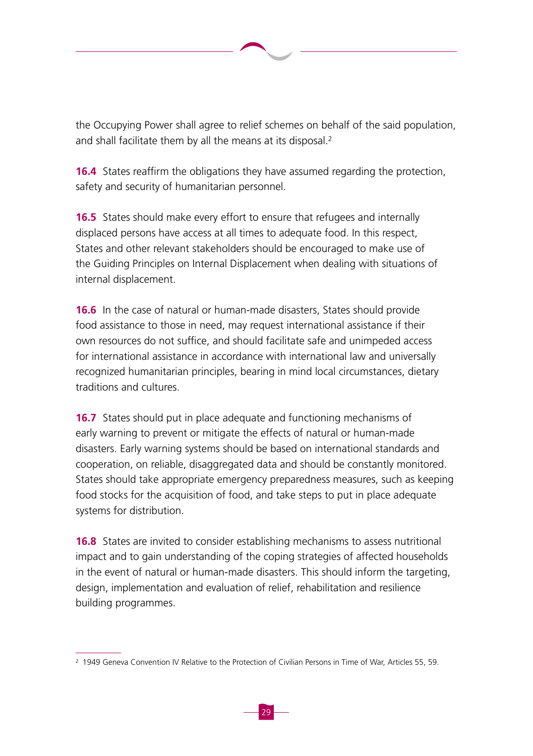the Occupying Power shall agree to relief schemes on behalf of the said population, and shall facilitate them by all the means at its disposal.[2]

**16.4** States reaffirm the obligations they have assumed regarding the protection, safety and security of humanitarian personnel.

**16.5** States should make every effort to ensure that refugees and internally displaced persons have access at all times to adequate food. In this respect, States and other relevant stakeholders should be encouraged to make use of the Guiding Principles on Internal Displacement when dealing with situations of internal displacement.

**16.6** In the case of natural or human-made disasters, States should provide food assistance to those in need, may request international assistance if their own resources do not suffice, and should facilitate safe and unimpeded access for international assistance in accordance with international law and universally recognized humanitarian principles, bearing in mind local circumstances, dietary traditions and cultures.

**16.7** States should put in place adequate and functioning mechanisms of early warning to prevent or mitigate the effects of natural or human-made disasters. Early warning systems should be based on international standards and cooperation, on reliable, disaggregated data and should be constantly monitored. States should take appropriate emergency preparedness measures, such as keeping food stocks for the acquisition of food, and take steps to put in place adequate systems for distribution.

**16.8** States are invited to consider establishing mechanisms to assess nutritional impact and to gain understanding of the coping strategies of affected households in the event of natural or human-made disasters. This should inform the targeting, design, implementation and evaluation of relief, rehabilitation and resilience building programmes.

---

[2] 1949 Geneva Convention IV Relative to the Protection of Civilian Persons in Time of War, Articles 55, 59.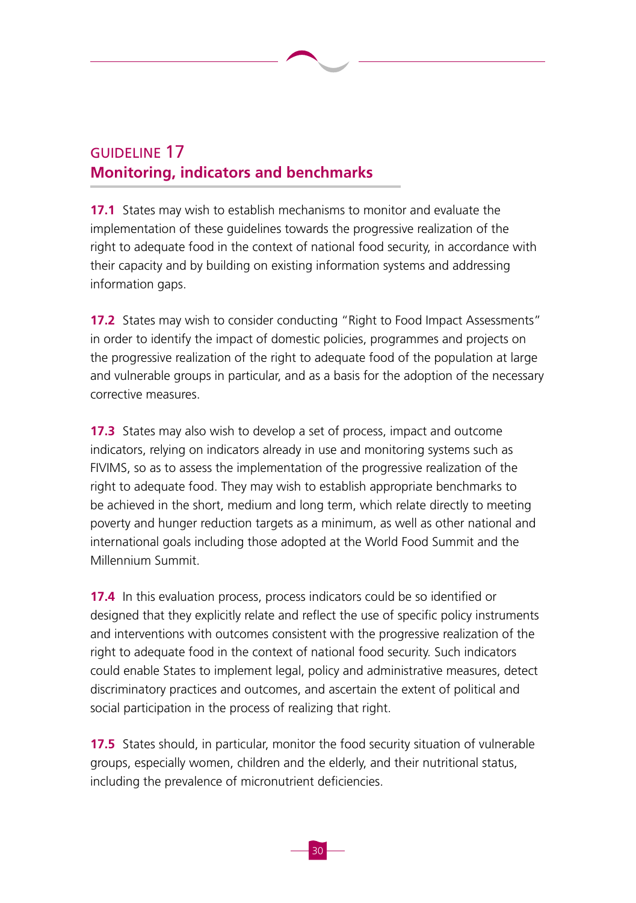## GUIDELINE 17
## Monitoring, indicators and benchmarks

**17.1** States may wish to establish mechanisms to monitor and evaluate the implementation of these guidelines towards the progressive realization of the right to adequate food in the context of national food security, in accordance with their capacity and by building on existing information systems and addressing information gaps.

**17.2** States may wish to consider conducting "Right to Food Impact Assessments" in order to identify the impact of domestic policies, programmes and projects on the progressive realization of the right to adequate food of the population at large and vulnerable groups in particular, and as a basis for the adoption of the necessary corrective measures.

**17.3** States may also wish to develop a set of process, impact and outcome indicators, relying on indicators already in use and monitoring systems such as FIVIMS, so as to assess the implementation of the progressive realization of the right to adequate food. They may wish to establish appropriate benchmarks to be achieved in the short, medium and long term, which relate directly to meeting poverty and hunger reduction targets as a minimum, as well as other national and international goals including those adopted at the World Food Summit and the Millennium Summit.

**17.4** In this evaluation process, process indicators could be so identified or designed that they explicitly relate and reflect the use of specific policy instruments and interventions with outcomes consistent with the progressive realization of the right to adequate food in the context of national food security. Such indicators could enable States to implement legal, policy and administrative measures, detect discriminatory practices and outcomes, and ascertain the extent of political and social participation in the process of realizing that right.

**17.5** States should, in particular, monitor the food security situation of vulnerable groups, especially women, children and the elderly, and their nutritional status, including the prevalence of micronutrient deficiencies.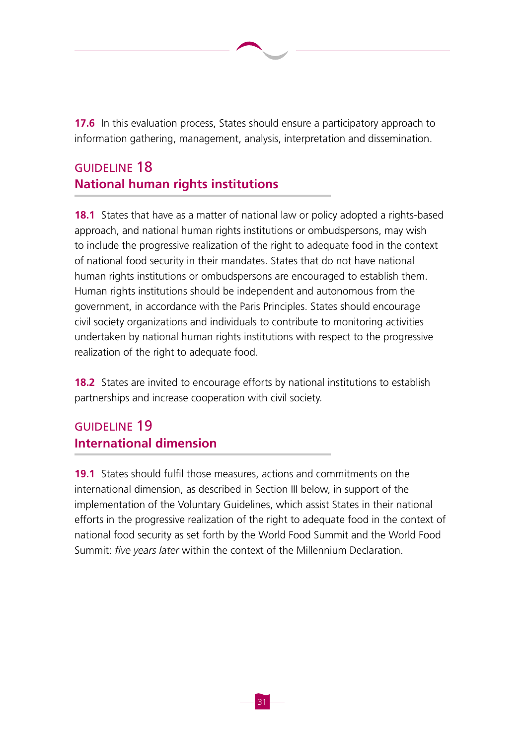**17.6** In this evaluation process, States should ensure a participatory approach to information gathering, management, analysis, interpretation and dissemination.

## GUIDELINE 18
## National human rights institutions

**18.1** States that have as a matter of national law or policy adopted a rights-based approach, and national human rights institutions or ombudspersons, may wish to include the progressive realization of the right to adequate food in the context of national food security in their mandates. States that do not have national human rights institutions or ombudspersons are encouraged to establish them. Human rights institutions should be independent and autonomous from the government, in accordance with the Paris Principles. States should encourage civil society organizations and individuals to contribute to monitoring activities undertaken by national human rights institutions with respect to the progressive realization of the right to adequate food.

**18.2** States are invited to encourage efforts by national institutions to establish partnerships and increase cooperation with civil society.

## GUIDELINE 19
## International dimension

**19.1** States should fulfil those measures, actions and commitments on the international dimension, as described in Section III below, in support of the implementation of the Voluntary Guidelines, which assist States in their national efforts in the progressive realization of the right to adequate food in the context of national food security as set forth by the World Food Summit and the World Food Summit: *five years later* within the context of the Millennium Declaration.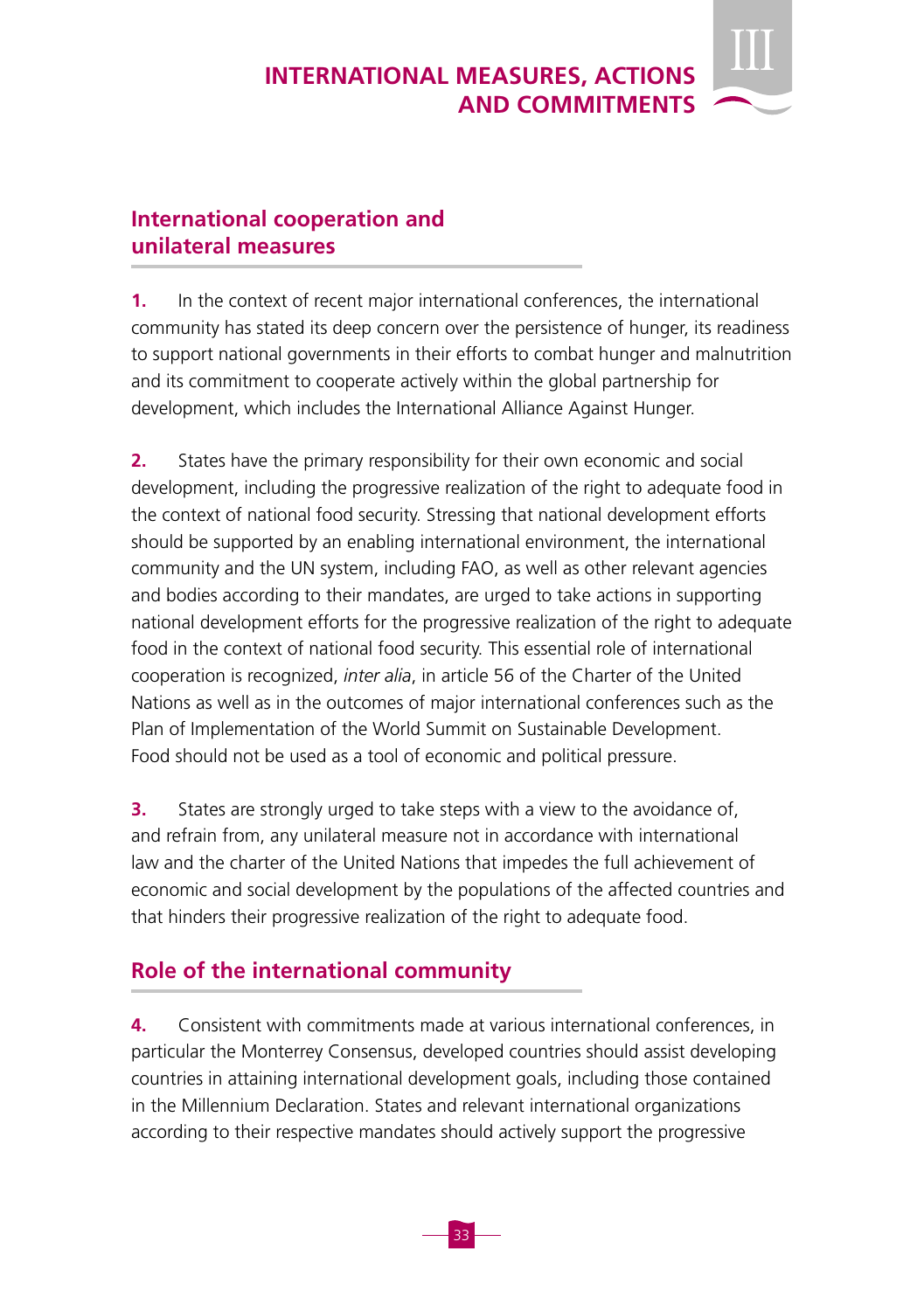# III INTERNATIONAL MEASURES, ACTIONS AND COMMITMENTS

## International cooperation and unilateral measures

**1.** In the context of recent major international conferences, the international community has stated its deep concern over the persistence of hunger, its readiness to support national governments in their efforts to combat hunger and malnutrition and its commitment to cooperate actively within the global partnership for development, which includes the International Alliance Against Hunger.

**2.** States have the primary responsibility for their own economic and social development, including the progressive realization of the right to adequate food in the context of national food security. Stressing that national development efforts should be supported by an enabling international environment, the international community and the UN system, including FAO, as well as other relevant agencies and bodies according to their mandates, are urged to take actions in supporting national development efforts for the progressive realization of the right to adequate food in the context of national food security. This essential role of international cooperation is recognized, *inter alia*, in article 56 of the Charter of the United Nations as well as in the outcomes of major international conferences such as the Plan of Implementation of the World Summit on Sustainable Development. Food should not be used as a tool of economic and political pressure.

**3.** States are strongly urged to take steps with a view to the avoidance of, and refrain from, any unilateral measure not in accordance with international law and the charter of the United Nations that impedes the full achievement of economic and social development by the populations of the affected countries and that hinders their progressive realization of the right to adequate food.

## Role of the international community

**4.** Consistent with commitments made at various international conferences, in particular the Monterrey Consensus, developed countries should assist developing countries in attaining international development goals, including those contained in the Millennium Declaration. States and relevant international organizations according to their respective mandates should actively support the progressive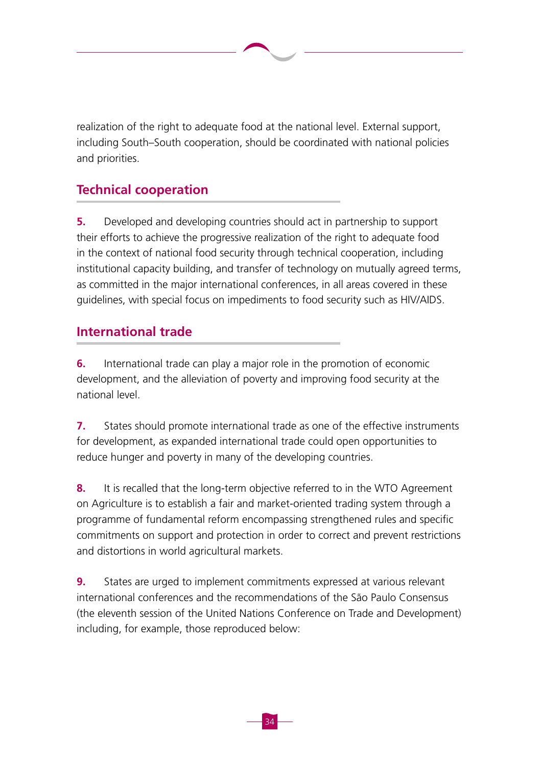realization of the right to adequate food at the national level. External support, including South–South cooperation, should be coordinated with national policies and priorities.

## Technical cooperation

**5.** Developed and developing countries should act in partnership to support their efforts to achieve the progressive realization of the right to adequate food in the context of national food security through technical cooperation, including institutional capacity building, and transfer of technology on mutually agreed terms, as committed in the major international conferences, in all areas covered in these guidelines, with special focus on impediments to food security such as HIV/AIDS.

## International trade

**6.** International trade can play a major role in the promotion of economic development, and the alleviation of poverty and improving food security at the national level.

**7.** States should promote international trade as one of the effective instruments for development, as expanded international trade could open opportunities to reduce hunger and poverty in many of the developing countries.

**8.** It is recalled that the long-term objective referred to in the WTO Agreement on Agriculture is to establish a fair and market-oriented trading system through a programme of fundamental reform encompassing strengthened rules and specific commitments on support and protection in order to correct and prevent restrictions and distortions in world agricultural markets.

**9.** States are urged to implement commitments expressed at various relevant international conferences and the recommendations of the São Paulo Consensus (the eleventh session of the United Nations Conference on Trade and Development) including, for example, those reproduced below: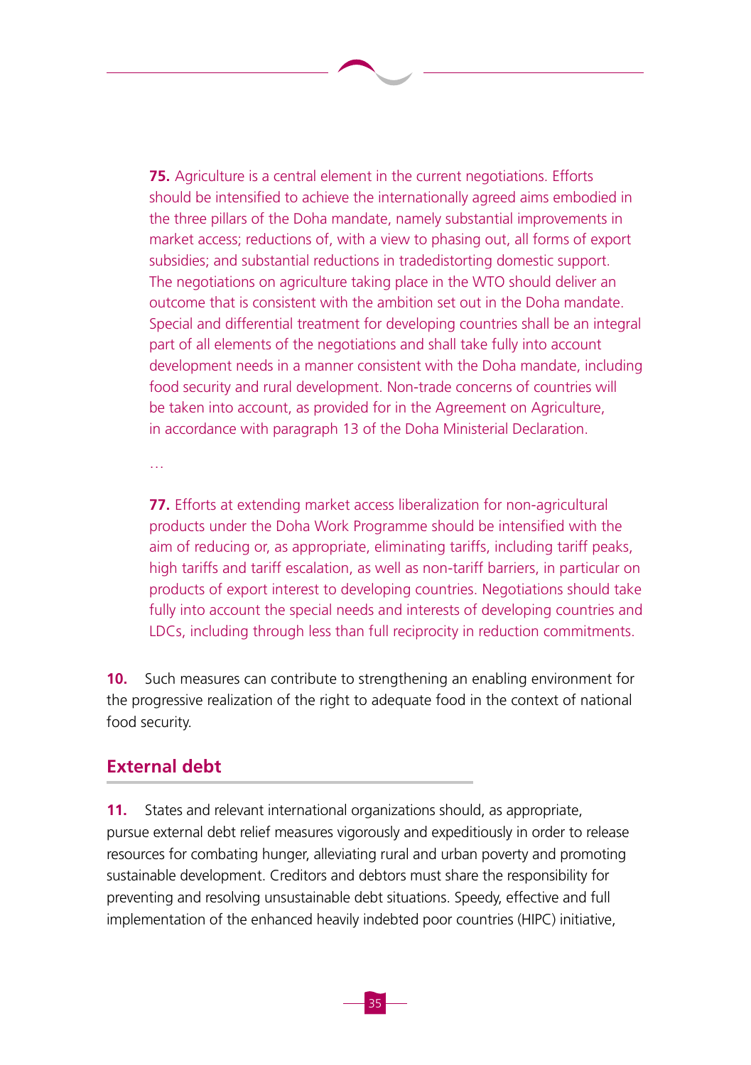**75.** Agriculture is a central element in the current negotiations. Efforts should be intensified to achieve the internationally agreed aims embodied in the three pillars of the Doha mandate, namely substantial improvements in market access; reductions of, with a view to phasing out, all forms of export subsidies; and substantial reductions in tradedistorting domestic support. The negotiations on agriculture taking place in the WTO should deliver an outcome that is consistent with the ambition set out in the Doha mandate. Special and differential treatment for developing countries shall be an integral part of all elements of the negotiations and shall take fully into account development needs in a manner consistent with the Doha mandate, including food security and rural development. Non-trade concerns of countries will be taken into account, as provided for in the Agreement on Agriculture, in accordance with paragraph 13 of the Doha Ministerial Declaration.

…

**77.** Efforts at extending market access liberalization for non-agricultural products under the Doha Work Programme should be intensified with the aim of reducing or, as appropriate, eliminating tariffs, including tariff peaks, high tariffs and tariff escalation, as well as non-tariff barriers, in particular on products of export interest to developing countries. Negotiations should take fully into account the special needs and interests of developing countries and LDCs, including through less than full reciprocity in reduction commitments.

**10.** Such measures can contribute to strengthening an enabling environment for the progressive realization of the right to adequate food in the context of national food security.

## External debt

**11.** States and relevant international organizations should, as appropriate, pursue external debt relief measures vigorously and expeditiously in order to release resources for combating hunger, alleviating rural and urban poverty and promoting sustainable development. Creditors and debtors must share the responsibility for preventing and resolving unsustainable debt situations. Speedy, effective and full implementation of the enhanced heavily indebted poor countries (HIPC) initiative,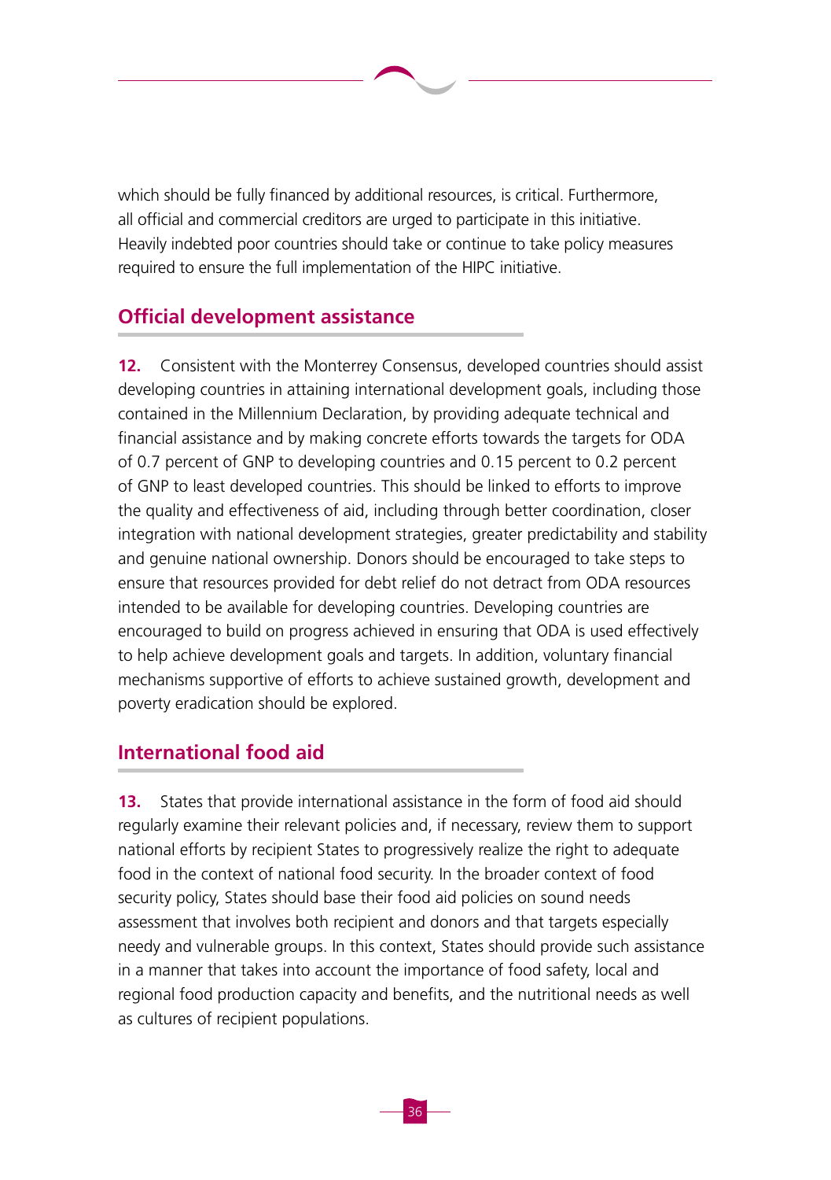which should be fully financed by additional resources, is critical. Furthermore, all official and commercial creditors are urged to participate in this initiative. Heavily indebted poor countries should take or continue to take policy measures required to ensure the full implementation of the HIPC initiative.

## Official development assistance

**12.** Consistent with the Monterrey Consensus, developed countries should assist developing countries in attaining international development goals, including those contained in the Millennium Declaration, by providing adequate technical and financial assistance and by making concrete efforts towards the targets for ODA of 0.7 percent of GNP to developing countries and 0.15 percent to 0.2 percent of GNP to least developed countries. This should be linked to efforts to improve the quality and effectiveness of aid, including through better coordination, closer integration with national development strategies, greater predictability and stability and genuine national ownership. Donors should be encouraged to take steps to ensure that resources provided for debt relief do not detract from ODA resources intended to be available for developing countries. Developing countries are encouraged to build on progress achieved in ensuring that ODA is used effectively to help achieve development goals and targets. In addition, voluntary financial mechanisms supportive of efforts to achieve sustained growth, development and poverty eradication should be explored.

## International food aid

**13.** States that provide international assistance in the form of food aid should regularly examine their relevant policies and, if necessary, review them to support national efforts by recipient States to progressively realize the right to adequate food in the context of national food security. In the broader context of food security policy, States should base their food aid policies on sound needs assessment that involves both recipient and donors and that targets especially needy and vulnerable groups. In this context, States should provide such assistance in a manner that takes into account the importance of food safety, local and regional food production capacity and benefits, and the nutritional needs as well as cultures of recipient populations.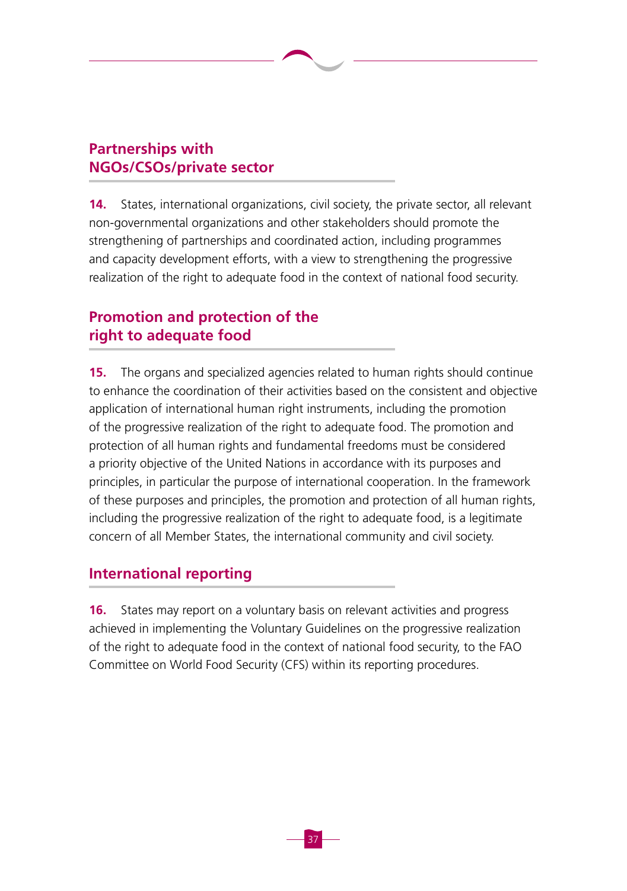## Partnerships with NGOs/CSOs/private sector

**14.** States, international organizations, civil society, the private sector, all relevant non-governmental organizations and other stakeholders should promote the strengthening of partnerships and coordinated action, including programmes and capacity development efforts, with a view to strengthening the progressive realization of the right to adequate food in the context of national food security.

## Promotion and protection of the right to adequate food

**15.** The organs and specialized agencies related to human rights should continue to enhance the coordination of their activities based on the consistent and objective application of international human right instruments, including the promotion of the progressive realization of the right to adequate food. The promotion and protection of all human rights and fundamental freedoms must be considered a priority objective of the United Nations in accordance with its purposes and principles, in particular the purpose of international cooperation. In the framework of these purposes and principles, the promotion and protection of all human rights, including the progressive realization of the right to adequate food, is a legitimate concern of all Member States, the international community and civil society.

## International reporting

**16.** States may report on a voluntary basis on relevant activities and progress achieved in implementing the Voluntary Guidelines on the progressive realization of the right to adequate food in the context of national food security, to the FAO Committee on World Food Security (CFS) within its reporting procedures.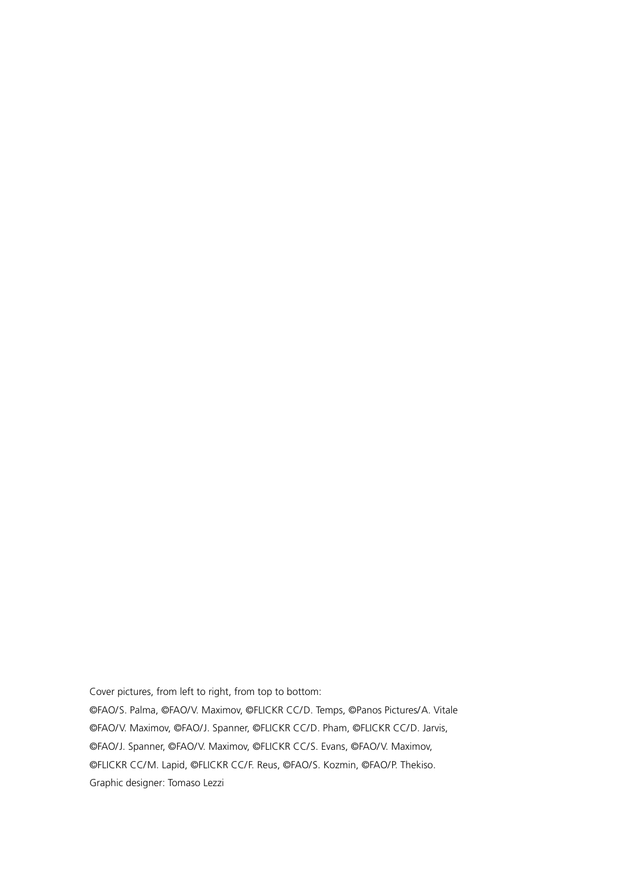Cover pictures, from left to right, from top to bottom:

©FAO/S. Palma, ©FAO/V. Maximov, ©FLICKR CC/D. Temps, ©Panos Pictures/A. Vitale

©FAO/V. Maximov, ©FAO/J. Spanner, ©FLICKR CC/D. Pham, ©FLICKR CC/D. Jarvis,

©FAO/J. Spanner, ©FAO/V. Maximov, ©FLICKR CC/S. Evans, ©FAO/V. Maximov,

©FLICKR CC/M. Lapid, ©FLICKR CC/F. Reus, ©FAO/S. Kozmin, ©FAO/P. Thekiso.

Graphic designer: Tomaso Lezzi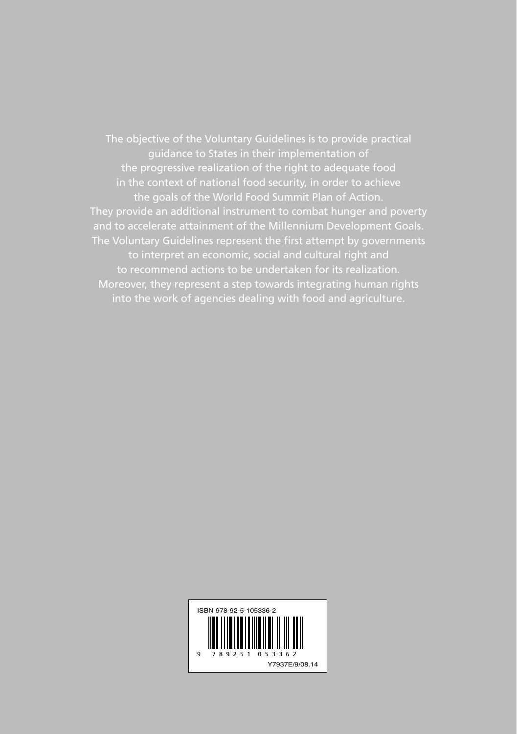The objective of the Voluntary Guidelines is to provide practical guidance to States their implementation of the progressive realization of the right to adequate food in the context of national food security, in order to achieve the goals of the World Food Summit Plan of Action. They provide an additional instrument to combat hunger and poverty and to accelerate attainment of the Millennium Development Goals. The Voluntary Guidelines represent the first attempt by governments to interpret an economic, social and cultural right and to recommend actions to be undertaken for its realization. Moreover, they represent a step towards integrating human rights into the work of agencies dealing with food and agriculture.

ISBN 978-92-5-105336-2

9 789251 053362

Y7937E/9/08.14